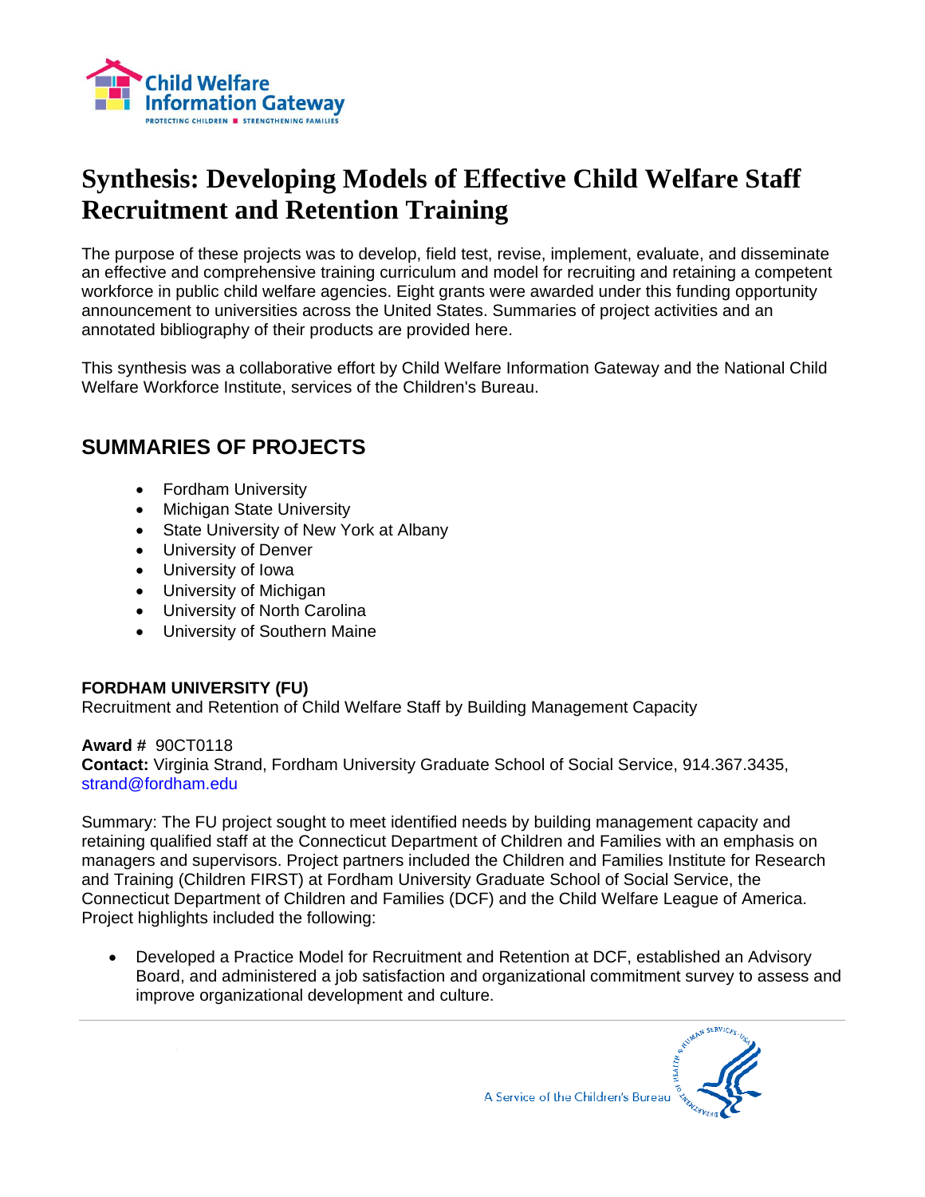# Synthesis: Developing Models of Effective Child Welfare Staff Recruitment and Retention Training

The purpose of these projects was to develop, field test, revise, implement, evaluate, and disseminate an effective and comprehensive training curriculum and model for recruiting and retaining a competent workforce in public child welfare agencies. Eight grants were awarded under this funding opportunity announcement to universities across the United States. Summaries of project activities and an annotated bibliography of their products are provided here.

This synthesis was a collaborative effort by Child Welfare Information Gateway and the National Child Welfare Workforce Institute, services of the Children's Bureau.

## SUMMARIES OF PROJECTS

- Fordham University
- Michigan State University
- State University of New York at Albany
- University of Denver
- University of Iowa
- University of Michigan
- University of North Carolina
- University of Southern Maine

### FORDHAM UNIVERSITY (FU)

Recruitment and Retention of Child Welfare Staff by Building Management Capacity

**Award #** 90CT0118
**Contact:** Virginia Strand, Fordham University Graduate School of Social Service, 914.367.3435, strand@fordham.edu

Summary: The FU project sought to meet identified needs by building management capacity and retaining qualified staff at the Connecticut Department of Children and Families with an emphasis on managers and supervisors. Project partners included the Children and Families Institute for Research and Training (Children FIRST) at Fordham University Graduate School of Social Service, the Connecticut Department of Children and Families (DCF) and the Child Welfare League of America. Project highlights included the following:

- Developed a Practice Model for Recruitment and Retention at DCF, established an Advisory Board, and administered a job satisfaction and organizational commitment survey to assess and improve organizational development and culture.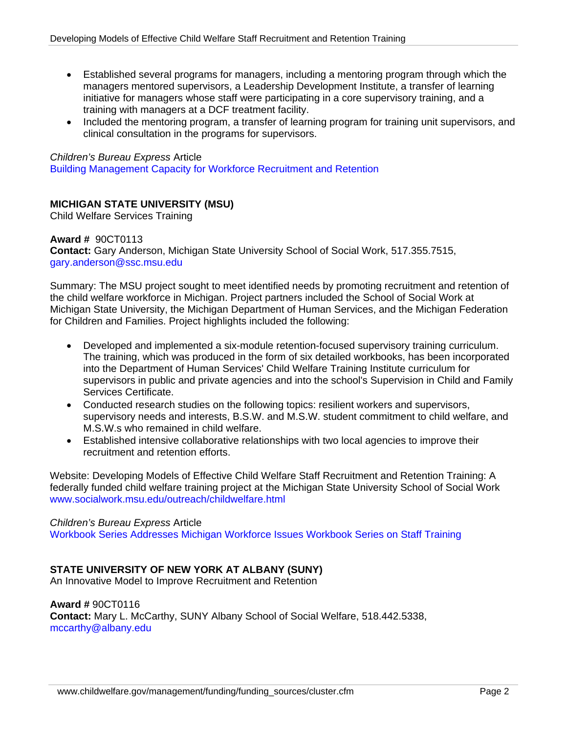- Established several programs for managers, including a mentoring program through which the managers mentored supervisors, a Leadership Development Institute, a transfer of learning initiative for managers whose staff were participating in a core supervisory training, and a training with managers at a DCF treatment facility.
- Included the mentoring program, a transfer of learning program for training unit supervisors, and clinical consultation in the programs for supervisors.

*Children's Bureau Express* Article
Building Management Capacity for Workforce Recruitment and Retention

## MICHIGAN STATE UNIVERSITY (MSU)

Child Welfare Services Training

**Award #** 90CT0113
**Contact:** Gary Anderson, Michigan State University School of Social Work, 517.355.7515, gary.anderson@ssc.msu.edu

Summary: The MSU project sought to meet identified needs by promoting recruitment and retention of the child welfare workforce in Michigan. Project partners included the School of Social Work at Michigan State University, the Michigan Department of Human Services, and the Michigan Federation for Children and Families. Project highlights included the following:

- Developed and implemented a six-module retention-focused supervisory training curriculum. The training, which was produced in the form of six detailed workbooks, has been incorporated into the Department of Human Services' Child Welfare Training Institute curriculum for supervisors in public and private agencies and into the school's Supervision in Child and Family Services Certificate.
- Conducted research studies on the following topics: resilient workers and supervisors, supervisory needs and interests, B.S.W. and M.S.W. student commitment to child welfare, and M.S.W.s who remained in child welfare.
- Established intensive collaborative relationships with two local agencies to improve their recruitment and retention efforts.

Website: Developing Models of Effective Child Welfare Staff Recruitment and Retention Training: A federally funded child welfare training project at the Michigan State University School of Social Work www.socialwork.msu.edu/outreach/childwelfare.html

*Children's Bureau Express* Article
Workbook Series Addresses Michigan Workforce Issues Workbook Series on Staff Training

## STATE UNIVERSITY OF NEW YORK AT ALBANY (SUNY)

An Innovative Model to Improve Recruitment and Retention

**Award #** 90CT0116
**Contact:** Mary L. McCarthy, SUNY Albany School of Social Welfare, 518.442.5338, mccarthy@albany.edu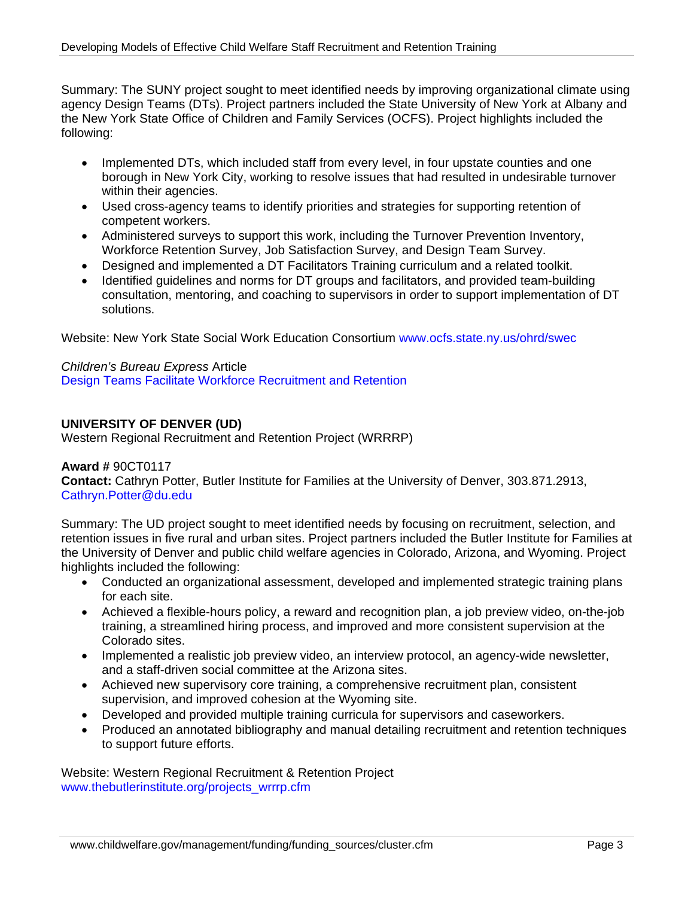Summary: The SUNY project sought to meet identified needs by improving organizational climate using agency Design Teams (DTs). Project partners included the State University of New York at Albany and the New York State Office of Children and Family Services (OCFS). Project highlights included the following:

- Implemented DTs, which included staff from every level, in four upstate counties and one borough in New York City, working to resolve issues that had resulted in undesirable turnover within their agencies.
- Used cross-agency teams to identify priorities and strategies for supporting retention of competent workers.
- Administered surveys to support this work, including the Turnover Prevention Inventory, Workforce Retention Survey, Job Satisfaction Survey, and Design Team Survey.
- Designed and implemented a DT Facilitators Training curriculum and a related toolkit.
- Identified guidelines and norms for DT groups and facilitators, and provided team-building consultation, mentoring, and coaching to supervisors in order to support implementation of DT solutions.

Website: New York State Social Work Education Consortium www.ocfs.state.ny.us/ohrd/swec

*Children's Bureau Express* Article
Design Teams Facilitate Workforce Recruitment and Retention

**UNIVERSITY OF DENVER (UD)**
Western Regional Recruitment and Retention Project (WRRRP)

**Award #** 90CT0117
**Contact:** Cathryn Potter, Butler Institute for Families at the University of Denver, 303.871.2913, Cathryn.Potter@du.edu

Summary: The UD project sought to meet identified needs by focusing on recruitment, selection, and retention issues in five rural and urban sites. Project partners included the Butler Institute for Families at the University of Denver and public child welfare agencies in Colorado, Arizona, and Wyoming. Project highlights included the following:

- Conducted an organizational assessment, developed and implemented strategic training plans for each site.
- Achieved a flexible-hours policy, a reward and recognition plan, a job preview video, on-the-job training, a streamlined hiring process, and improved and more consistent supervision at the Colorado sites.
- Implemented a realistic job preview video, an interview protocol, an agency-wide newsletter, and a staff-driven social committee at the Arizona sites.
- Achieved new supervisory core training, a comprehensive recruitment plan, consistent supervision, and improved cohesion at the Wyoming site.
- Developed and provided multiple training curricula for supervisors and caseworkers.
- Produced an annotated bibliography and manual detailing recruitment and retention techniques to support future efforts.

Website: Western Regional Recruitment & Retention Project
www.thebutlerinstitute.org/projects_wrrrp.cfm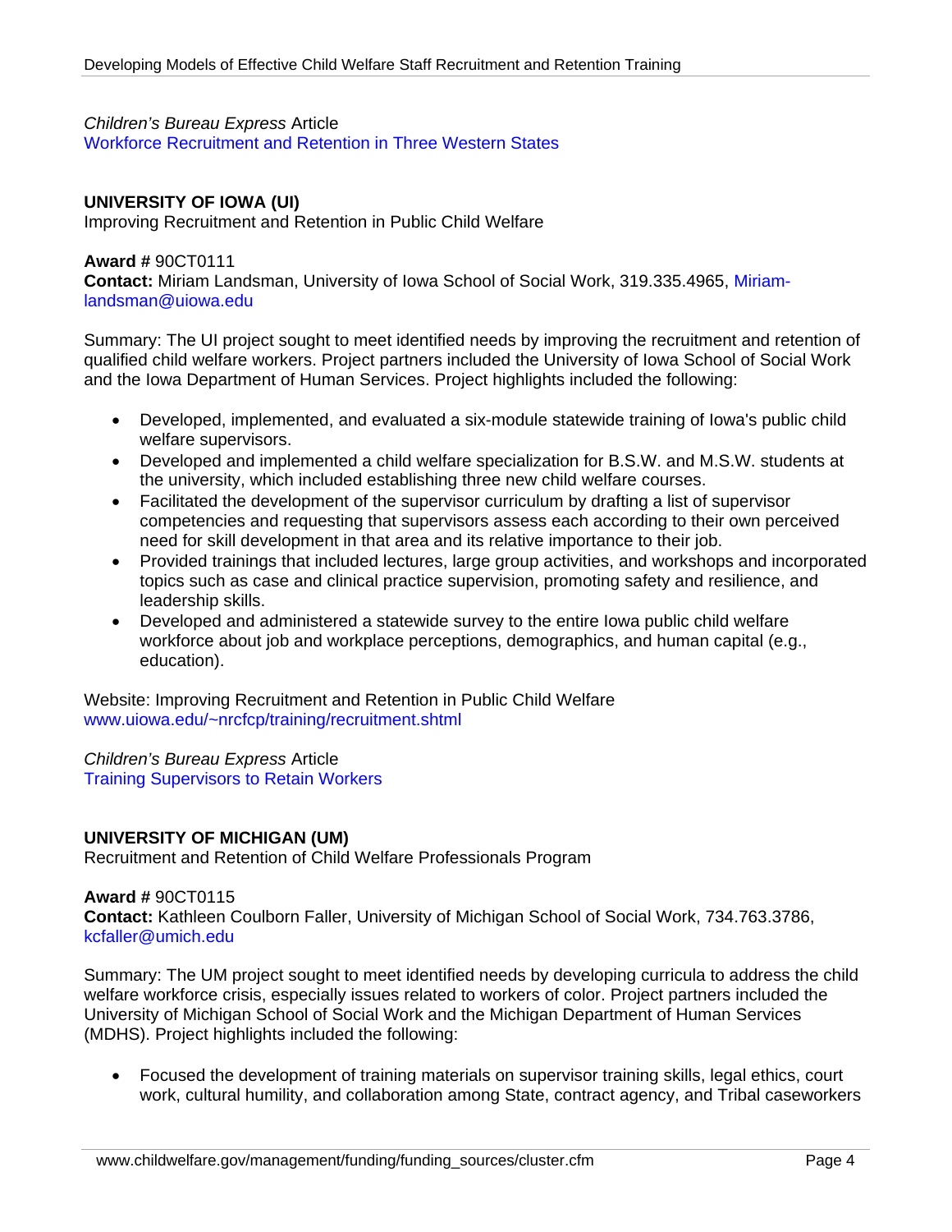*Children's Bureau Express* Article
Workforce Recruitment and Retention in Three Western States

**UNIVERSITY OF IOWA (UI)**
Improving Recruitment and Retention in Public Child Welfare

**Award #** 90CT0111
**Contact:** Miriam Landsman, University of Iowa School of Social Work, 319.335.4965, Miriam-landsman@uiowa.edu

Summary: The UI project sought to meet identified needs by improving the recruitment and retention of qualified child welfare workers. Project partners included the University of Iowa School of Social Work and the Iowa Department of Human Services. Project highlights included the following:

- Developed, implemented, and evaluated a six-module statewide training of Iowa's public child welfare supervisors.
- Developed and implemented a child welfare specialization for B.S.W. and M.S.W. students at the university, which included establishing three new child welfare courses.
- Facilitated the development of the supervisor curriculum by drafting a list of supervisor competencies and requesting that supervisors assess each according to their own perceived need for skill development in that area and its relative importance to their job.
- Provided trainings that included lectures, large group activities, and workshops and incorporated topics such as case and clinical practice supervision, promoting safety and resilience, and leadership skills.
- Developed and administered a statewide survey to the entire Iowa public child welfare workforce about job and workplace perceptions, demographics, and human capital (e.g., education).

Website: Improving Recruitment and Retention in Public Child Welfare
www.uiowa.edu/~nrcfcp/training/recruitment.shtml

*Children's Bureau Express* Article
Training Supervisors to Retain Workers

**UNIVERSITY OF MICHIGAN (UM)**
Recruitment and Retention of Child Welfare Professionals Program

**Award #** 90CT0115
**Contact:** Kathleen Coulborn Faller, University of Michigan School of Social Work, 734.763.3786, kcfaller@umich.edu

Summary: The UM project sought to meet identified needs by developing curricula to address the child welfare workforce crisis, especially issues related to workers of color. Project partners included the University of Michigan School of Social Work and the Michigan Department of Human Services (MDHS). Project highlights included the following:

- Focused the development of training materials on supervisor training skills, legal ethics, court work, cultural humility, and collaboration among State, contract agency, and Tribal caseworkers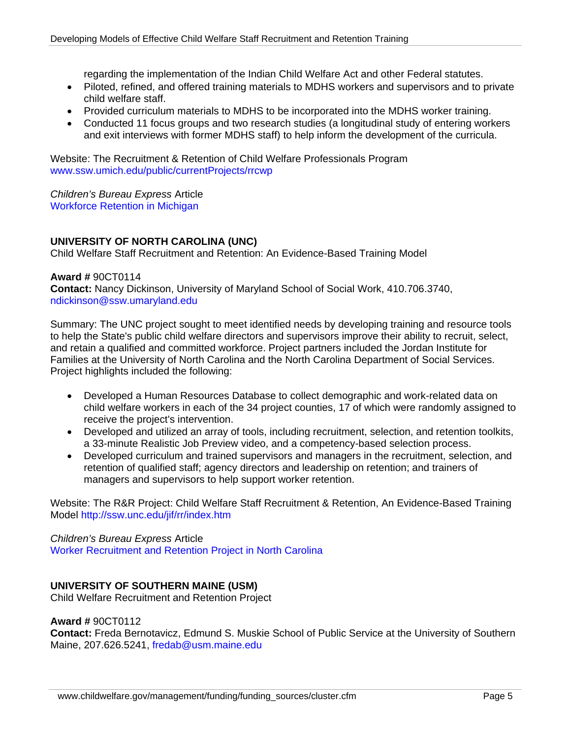regarding the implementation of the Indian Child Welfare Act and other Federal statutes.

- Piloted, refined, and offered training materials to MDHS workers and supervisors and to private child welfare staff.
- Provided curriculum materials to MDHS to be incorporated into the MDHS worker training.
- Conducted 11 focus groups and two research studies (a longitudinal study of entering workers and exit interviews with former MDHS staff) to help inform the development of the curricula.

Website: The Recruitment & Retention of Child Welfare Professionals Program
www.ssw.umich.edu/public/currentProjects/rrcwp

*Children's Bureau Express* Article
Workforce Retention in Michigan

### UNIVERSITY OF NORTH CAROLINA (UNC)

Child Welfare Staff Recruitment and Retention: An Evidence-Based Training Model

**Award #** 90CT0114
**Contact:** Nancy Dickinson, University of Maryland School of Social Work, 410.706.3740, ndickinson@ssw.umaryland.edu

Summary: The UNC project sought to meet identified needs by developing training and resource tools to help the State's public child welfare directors and supervisors improve their ability to recruit, select, and retain a qualified and committed workforce. Project partners included the Jordan Institute for Families at the University of North Carolina and the North Carolina Department of Social Services. Project highlights included the following:

- Developed a Human Resources Database to collect demographic and work-related data on child welfare workers in each of the 34 project counties, 17 of which were randomly assigned to receive the project's intervention.
- Developed and utilized an array of tools, including recruitment, selection, and retention toolkits, a 33-minute Realistic Job Preview video, and a competency-based selection process.
- Developed curriculum and trained supervisors and managers in the recruitment, selection, and retention of qualified staff; agency directors and leadership on retention; and trainers of managers and supervisors to help support worker retention.

Website: The R&R Project: Child Welfare Staff Recruitment & Retention, An Evidence-Based Training Model http://ssw.unc.edu/jif/rr/index.htm

*Children's Bureau Express* Article
Worker Recruitment and Retention Project in North Carolina

### UNIVERSITY OF SOUTHERN MAINE (USM)

Child Welfare Recruitment and Retention Project

**Award #** 90CT0112
**Contact:** Freda Bernotavicz, Edmund S. Muskie School of Public Service at the University of Southern Maine, 207.626.5241, fredab@usm.maine.edu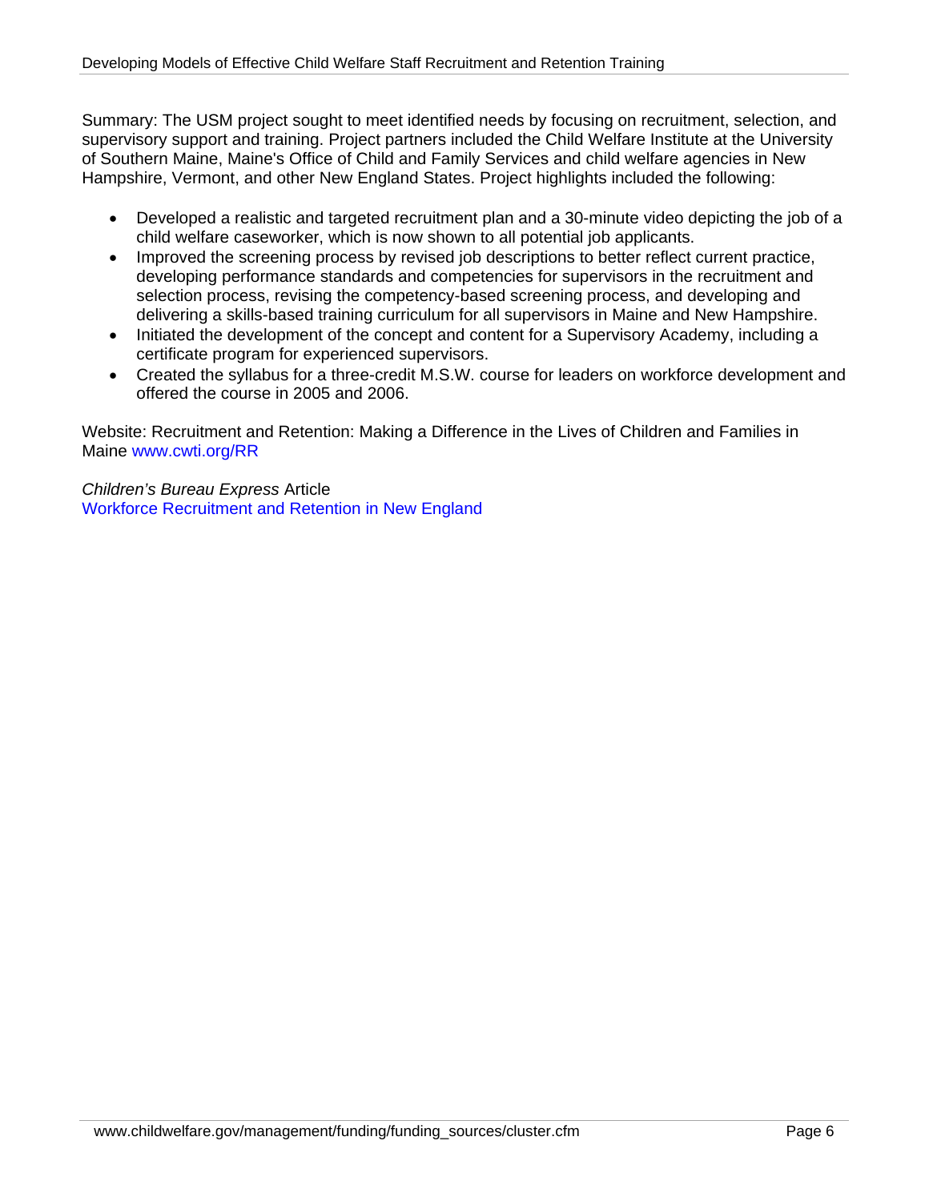Summary: The USM project sought to meet identified needs by focusing on recruitment, selection, and supervisory support and training. Project partners included the Child Welfare Institute at the University of Southern Maine, Maine's Office of Child and Family Services and child welfare agencies in New Hampshire, Vermont, and other New England States. Project highlights included the following:

- Developed a realistic and targeted recruitment plan and a 30-minute video depicting the job of a child welfare caseworker, which is now shown to all potential job applicants.
- Improved the screening process by revised job descriptions to better reflect current practice, developing performance standards and competencies for supervisors in the recruitment and selection process, revising the competency-based screening process, and developing and delivering a skills-based training curriculum for all supervisors in Maine and New Hampshire.
- Initiated the development of the concept and content for a Supervisory Academy, including a certificate program for experienced supervisors.
- Created the syllabus for a three-credit M.S.W. course for leaders on workforce development and offered the course in 2005 and 2006.

Website: Recruitment and Retention: Making a Difference in the Lives of Children and Families in Maine www.cwti.org/RR

*Children's Bureau Express* Article
Workforce Recruitment and Retention in New England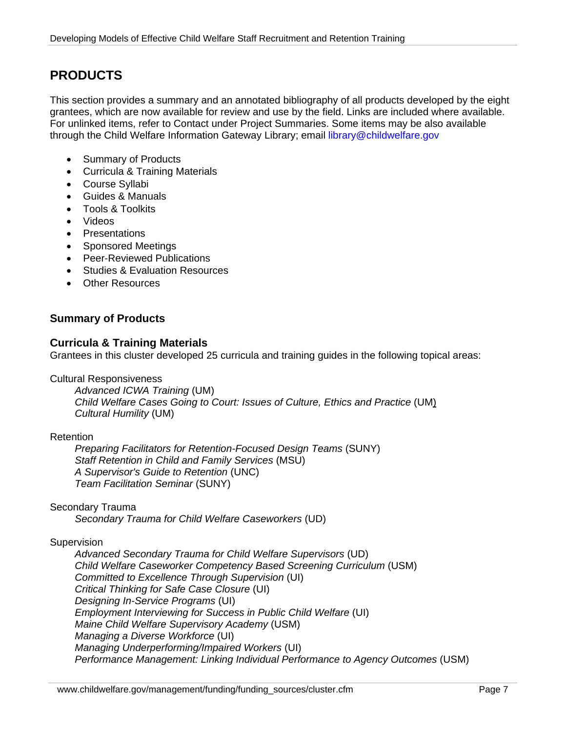## PRODUCTS

This section provides a summary and an annotated bibliography of all products developed by the eight grantees, which are now available for review and use by the field. Links are included where available. For unlinked items, refer to Contact under Project Summaries. Some items may be also available through the Child Welfare Information Gateway Library; email library@childwelfare.gov

- Summary of Products
- Curricula & Training Materials
- Course Syllabi
- Guides & Manuals
- Tools & Toolkits
- Videos
- Presentations
- Sponsored Meetings
- Peer-Reviewed Publications
- Studies & Evaluation Resources
- Other Resources

### Summary of Products

### Curricula & Training Materials

Grantees in this cluster developed 25 curricula and training guides in the following topical areas:

Cultural Responsiveness

*Advanced ICWA Training* (UM)
*Child Welfare Cases Going to Court: Issues of Culture, Ethics and Practice* (UM)
*Cultural Humility* (UM)

Retention

*Preparing Facilitators for Retention-Focused Design Teams* (SUNY)
*Staff Retention in Child and Family Services* (MSU)
*A Supervisor's Guide to Retention* (UNC)
*Team Facilitation Seminar* (SUNY)

Secondary Trauma

*Secondary Trauma for Child Welfare Caseworkers* (UD)

Supervision

*Advanced Secondary Trauma for Child Welfare Supervisors* (UD)
*Child Welfare Caseworker Competency Based Screening Curriculum* (USM)
*Committed to Excellence Through Supervision* (UI)
*Critical Thinking for Safe Case Closure* (UI)
*Designing In-Service Programs* (UI)
*Employment Interviewing for Success in Public Child Welfare* (UI)
*Maine Child Welfare Supervisory Academy* (USM)
*Managing a Diverse Workforce* (UI)
*Managing Underperforming/Impaired Workers* (UI)
*Performance Management: Linking Individual Performance to Agency Outcomes* (USM)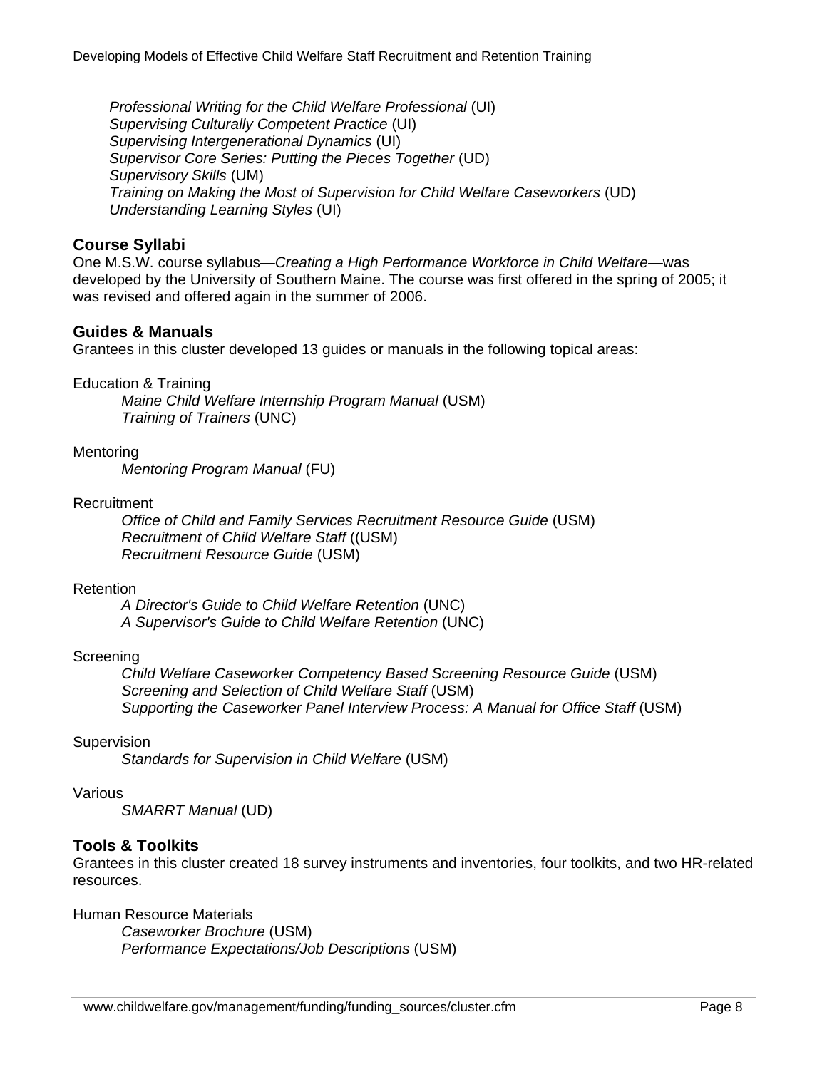*Professional Writing for the Child Welfare Professional* (UI)
*Supervising Culturally Competent Practice* (UI)
*Supervising Intergenerational Dynamics* (UI)
*Supervisor Core Series: Putting the Pieces Together* (UD)
*Supervisory Skills* (UM)
*Training on Making the Most of Supervision for Child Welfare Caseworkers* (UD)
*Understanding Learning Styles* (UI)

### Course Syllabi

One M.S.W. course syllabus—*Creating a High Performance Workforce in Child Welfare*—was developed by the University of Southern Maine. The course was first offered in the spring of 2005; it was revised and offered again in the summer of 2006.

### Guides & Manuals

Grantees in this cluster developed 13 guides or manuals in the following topical areas:

Education & Training
*Maine Child Welfare Internship Program Manual* (USM)
*Training of Trainers* (UNC)

Mentoring
*Mentoring Program Manual* (FU)

Recruitment
*Office of Child and Family Services Recruitment Resource Guide* (USM)
*Recruitment of Child Welfare Staff* ((USM)
*Recruitment Resource Guide* (USM)

Retention
*A Director's Guide to Child Welfare Retention* (UNC)
*A Supervisor's Guide to Child Welfare Retention* (UNC)

Screening
*Child Welfare Caseworker Competency Based Screening Resource Guide* (USM)
*Screening and Selection of Child Welfare Staff* (USM)
*Supporting the Caseworker Panel Interview Process: A Manual for Office Staff* (USM)

Supervision
*Standards for Supervision in Child Welfare* (USM)

Various
*SMARRT Manual* (UD)

### Tools & Toolkits

Grantees in this cluster created 18 survey instruments and inventories, four toolkits, and two HR-related resources.

Human Resource Materials
*Caseworker Brochure* (USM)
*Performance Expectations/Job Descriptions* (USM)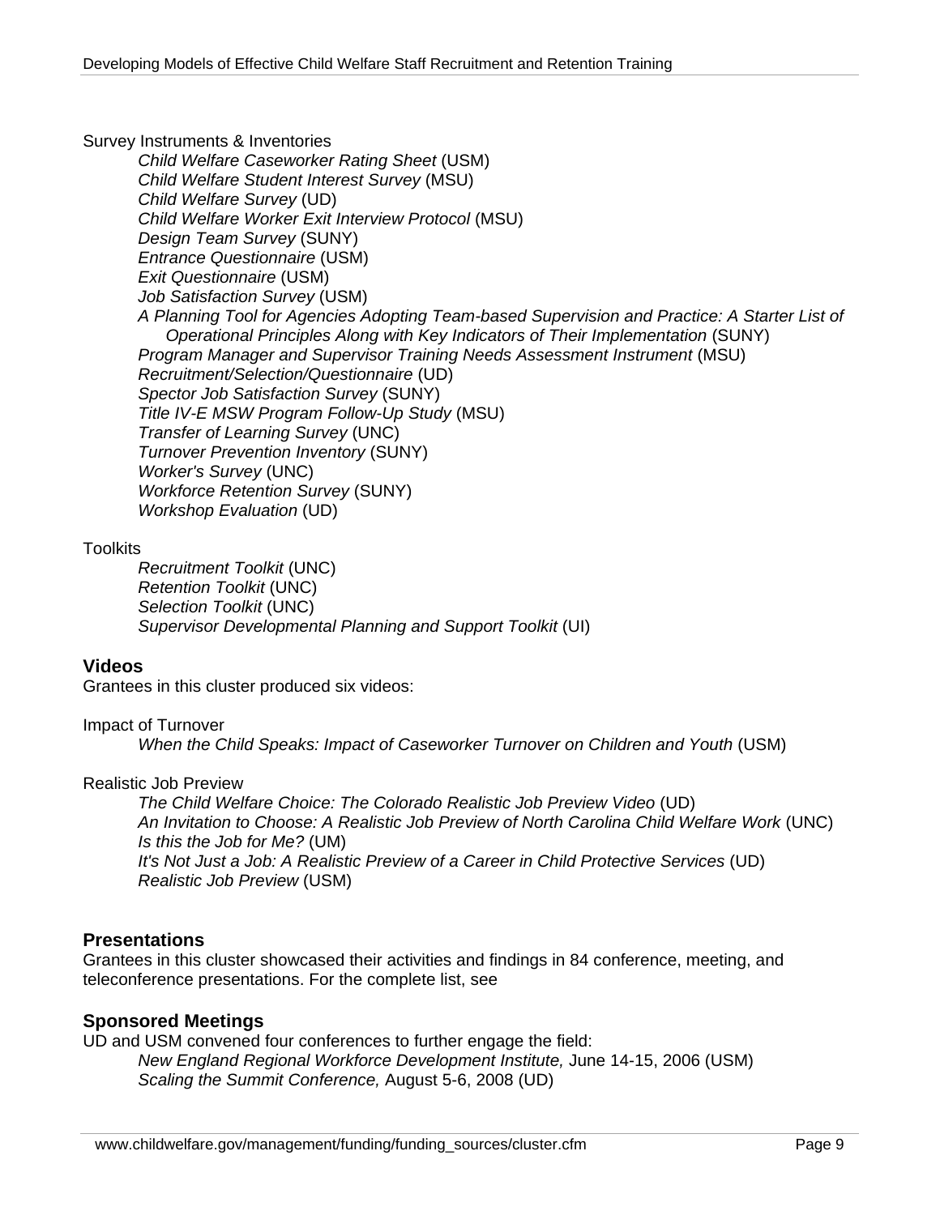Survey Instruments & Inventories

*Child Welfare Caseworker Rating Sheet* (USM)
*Child Welfare Student Interest Survey* (MSU)
*Child Welfare Survey* (UD)
*Child Welfare Worker Exit Interview Protocol* (MSU)
*Design Team Survey* (SUNY)
*Entrance Questionnaire* (USM)
*Exit Questionnaire* (USM)
*Job Satisfaction Survey* (USM)
*A Planning Tool for Agencies Adopting Team-based Supervision and Practice: A Starter List of Operational Principles Along with Key Indicators of Their Implementation* (SUNY)
*Program Manager and Supervisor Training Needs Assessment Instrument* (MSU)
*Recruitment/Selection/Questionnaire* (UD)
*Spector Job Satisfaction Survey* (SUNY)
*Title IV-E MSW Program Follow-Up Study* (MSU)
*Transfer of Learning Survey* (UNC)
*Turnover Prevention Inventory* (SUNY)
*Worker's Survey* (UNC)
*Workforce Retention Survey* (SUNY)
*Workshop Evaluation* (UD)

Toolkits

*Recruitment Toolkit* (UNC)
*Retention Toolkit* (UNC)
*Selection Toolkit* (UNC)
*Supervisor Developmental Planning and Support Toolkit* (UI)

## Videos

Grantees in this cluster produced six videos:

Impact of Turnover

*When the Child Speaks: Impact of Caseworker Turnover on Children and Youth* (USM)

Realistic Job Preview

*The Child Welfare Choice: The Colorado Realistic Job Preview Video* (UD)
*An Invitation to Choose: A Realistic Job Preview of North Carolina Child Welfare Work* (UNC)
*Is this the Job for Me?* (UM)
*It's Not Just a Job: A Realistic Preview of a Career in Child Protective Services* (UD)
*Realistic Job Preview* (USM)

## Presentations

Grantees in this cluster showcased their activities and findings in 84 conference, meeting, and teleconference presentations. For the complete list, see

## Sponsored Meetings

UD and USM convened four conferences to further engage the field:

*New England Regional Workforce Development Institute,* June 14-15, 2006 (USM)
*Scaling the Summit Conference,* August 5-6, 2008 (UD)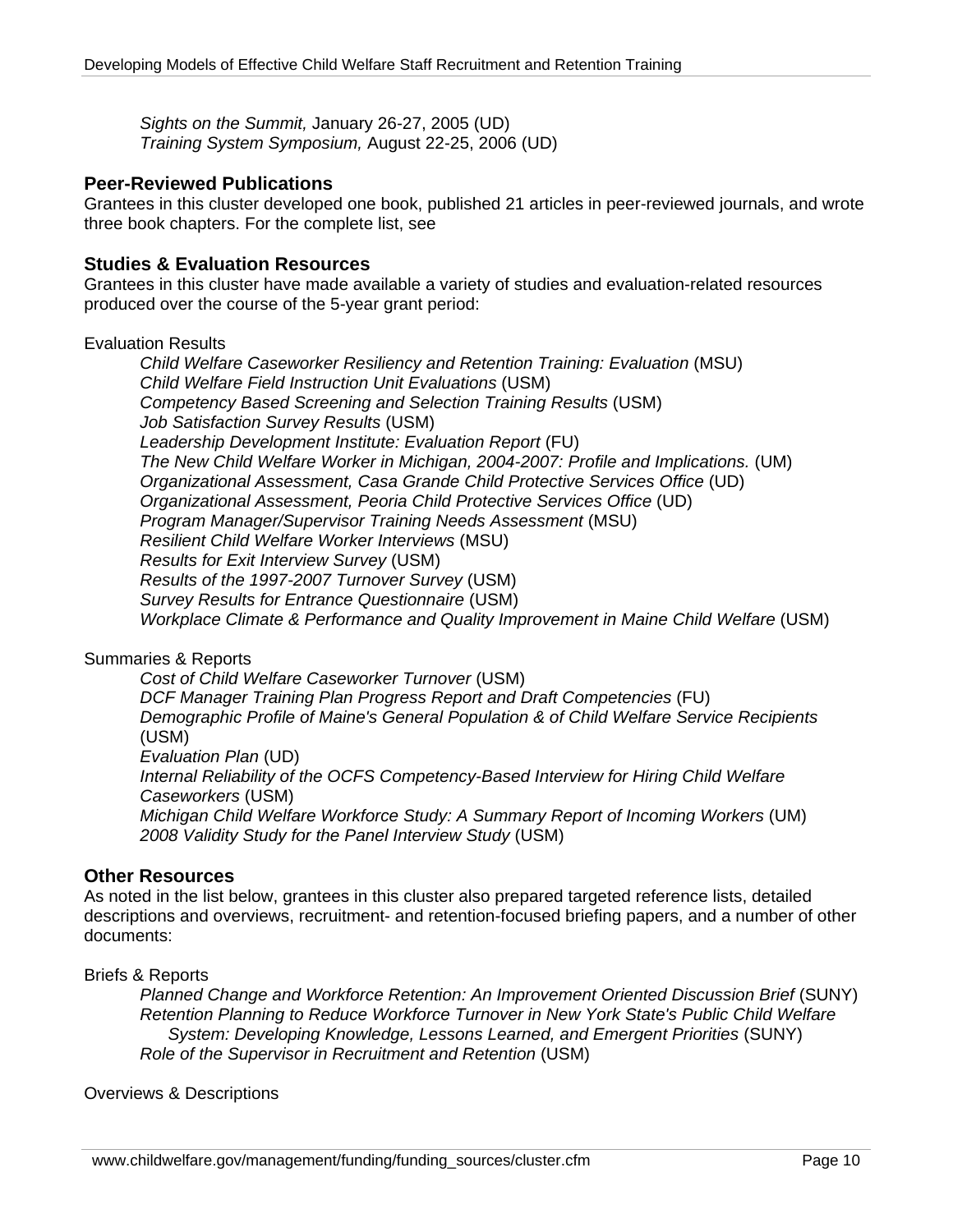*Sights on the Summit,* January 26-27, 2005 (UD)
*Training System Symposium,* August 22-25, 2006 (UD)

### Peer-Reviewed Publications

Grantees in this cluster developed one book, published 21 articles in peer-reviewed journals, and wrote three book chapters. For the complete list, see

### Studies & Evaluation Resources

Grantees in this cluster have made available a variety of studies and evaluation-related resources produced over the course of the 5-year grant period:

Evaluation Results

- *Child Welfare Caseworker Resiliency and Retention Training: Evaluation* (MSU)
- *Child Welfare Field Instruction Unit Evaluations* (USM)
- *Competency Based Screening and Selection Training Results* (USM)
- *Job Satisfaction Survey Results* (USM)
- *Leadership Development Institute: Evaluation Report* (FU)
- *The New Child Welfare Worker in Michigan, 2004-2007: Profile and Implications.* (UM)
- *Organizational Assessment, Casa Grande Child Protective Services Office* (UD)
- *Organizational Assessment, Peoria Child Protective Services Office* (UD)
- *Program Manager/Supervisor Training Needs Assessment* (MSU)
- *Resilient Child Welfare Worker Interviews* (MSU)
- *Results for Exit Interview Survey* (USM)
- *Results of the 1997-2007 Turnover Survey* (USM)
- *Survey Results for Entrance Questionnaire* (USM)
- *Workplace Climate & Performance and Quality Improvement in Maine Child Welfare* (USM)

Summaries & Reports

- *Cost of Child Welfare Caseworker Turnover* (USM)
- *DCF Manager Training Plan Progress Report and Draft Competencies* (FU)
- *Demographic Profile of Maine's General Population & of Child Welfare Service Recipients* (USM)
- *Evaluation Plan* (UD)
- *Internal Reliability of the OCFS Competency-Based Interview for Hiring Child Welfare Caseworkers* (USM)
- *Michigan Child Welfare Workforce Study: A Summary Report of Incoming Workers* (UM)
- *2008 Validity Study for the Panel Interview Study* (USM)

### Other Resources

As noted in the list below, grantees in this cluster also prepared targeted reference lists, detailed descriptions and overviews, recruitment- and retention-focused briefing papers, and a number of other documents:

Briefs & Reports

- *Planned Change and Workforce Retention: An Improvement Oriented Discussion Brief* (SUNY)
- *Retention Planning to Reduce Workforce Turnover in New York State's Public Child Welfare System: Developing Knowledge, Lessons Learned, and Emergent Priorities* (SUNY)
- *Role of the Supervisor in Recruitment and Retention* (USM)

Overviews & Descriptions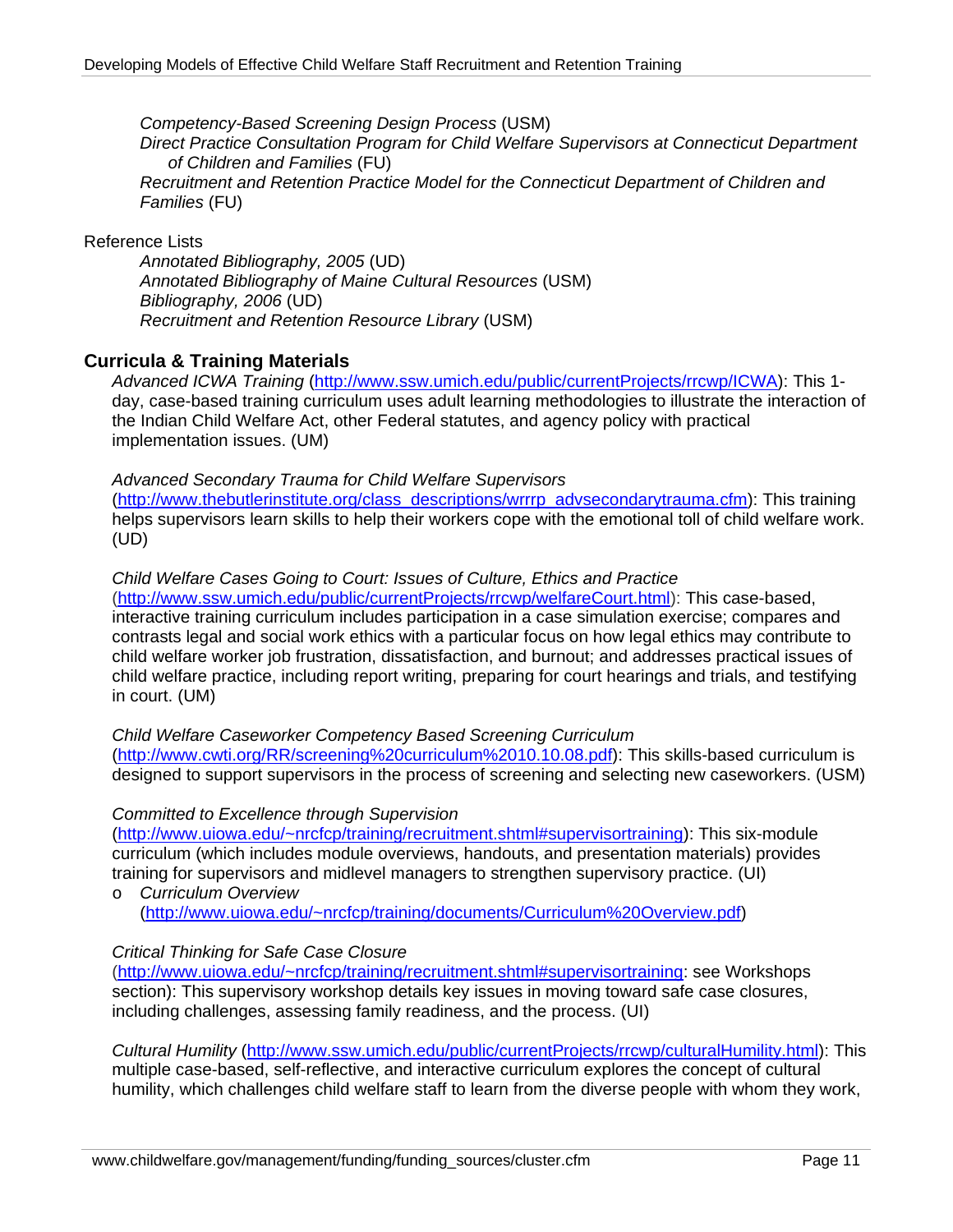*Competency-Based Screening Design Process* (USM)

*Direct Practice Consultation Program for Child Welfare Supervisors at Connecticut Department of Children and Families* (FU)

*Recruitment and Retention Practice Model for the Connecticut Department of Children and Families* (FU)

Reference Lists

*Annotated Bibliography, 2005* (UD)

*Annotated Bibliography of Maine Cultural Resources* (USM)

*Bibliography, 2006* (UD)

*Recruitment and Retention Resource Library* (USM)

## Curricula & Training Materials

*Advanced ICWA Training* (http://www.ssw.umich.edu/public/currentProjects/rrcwp/ICWA): This 1-day, case-based training curriculum uses adult learning methodologies to illustrate the interaction of the Indian Child Welfare Act, other Federal statutes, and agency policy with practical implementation issues. (UM)

*Advanced Secondary Trauma for Child Welfare Supervisors* (http://www.thebutlerinstitute.org/class_descriptions/wrrrp_advsecondarytrauma.cfm): This training helps supervisors learn skills to help their workers cope with the emotional toll of child welfare work. (UD)

*Child Welfare Cases Going to Court: Issues of Culture, Ethics and Practice* (http://www.ssw.umich.edu/public/currentProjects/rrcwp/welfareCourt.html): This case-based, interactive training curriculum includes participation in a case simulation exercise; compares and contrasts legal and social work ethics with a particular focus on how legal ethics may contribute to child welfare worker job frustration, dissatisfaction, and burnout; and addresses practical issues of child welfare practice, including report writing, preparing for court hearings and trials, and testifying in court. (UM)

*Child Welfare Caseworker Competency Based Screening Curriculum* (http://www.cwti.org/RR/screening%20curriculum%2010.10.08.pdf): This skills-based curriculum is designed to support supervisors in the process of screening and selecting new caseworkers. (USM)

*Committed to Excellence through Supervision* (http://www.uiowa.edu/~nrcfcp/training/recruitment.shtml#supervisortraining): This six-module curriculum (which includes module overviews, handouts, and presentation materials) provides training for supervisors and midlevel managers to strengthen supervisory practice. (UI)

- *Curriculum Overview* (http://www.uiowa.edu/~nrcfcp/training/documents/Curriculum%20Overview.pdf)

*Critical Thinking for Safe Case Closure* (http://www.uiowa.edu/~nrcfcp/training/recruitment.shtml#supervisortraining: see Workshops section): This supervisory workshop details key issues in moving toward safe case closures, including challenges, assessing family readiness, and the process. (UI)

*Cultural Humility* (http://www.ssw.umich.edu/public/currentProjects/rrcwp/culturalHumility.html): This multiple case-based, self-reflective, and interactive curriculum explores the concept of cultural humility, which challenges child welfare staff to learn from the diverse people with whom they work,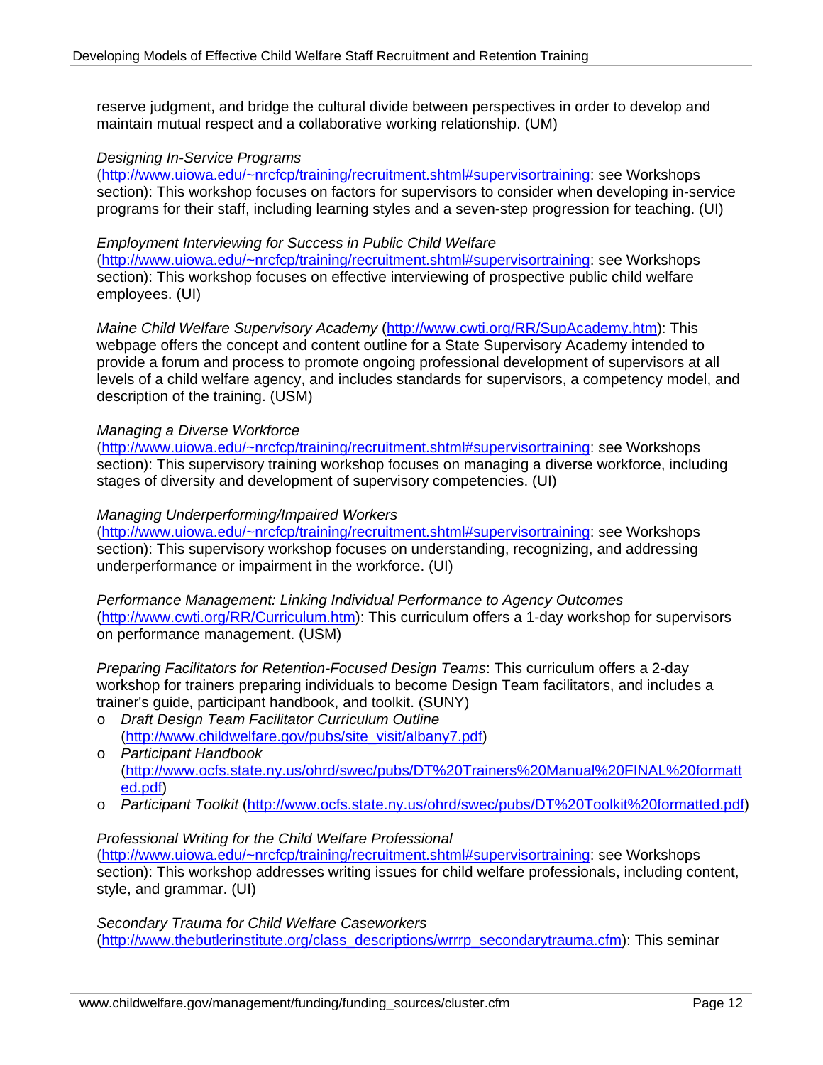reserve judgment, and bridge the cultural divide between perspectives in order to develop and maintain mutual respect and a collaborative working relationship. (UM)

*Designing In-Service Programs* (http://www.uiowa.edu/~nrcfcp/training/recruitment.shtml#supervisortraining: see Workshops section): This workshop focuses on factors for supervisors to consider when developing in-service programs for their staff, including learning styles and a seven-step progression for teaching. (UI)

*Employment Interviewing for Success in Public Child Welfare* (http://www.uiowa.edu/~nrcfcp/training/recruitment.shtml#supervisortraining: see Workshops section): This workshop focuses on effective interviewing of prospective public child welfare employees. (UI)

*Maine Child Welfare Supervisory Academy* (http://www.cwti.org/RR/SupAcademy.htm): This webpage offers the concept and content outline for a State Supervisory Academy intended to provide a forum and process to promote ongoing professional development of supervisors at all levels of a child welfare agency, and includes standards for supervisors, a competency model, and description of the training. (USM)

*Managing a Diverse Workforce* (http://www.uiowa.edu/~nrcfcp/training/recruitment.shtml#supervisortraining: see Workshops section): This supervisory training workshop focuses on managing a diverse workforce, including stages of diversity and development of supervisory competencies. (UI)

*Managing Underperforming/Impaired Workers* (http://www.uiowa.edu/~nrcfcp/training/recruitment.shtml#supervisortraining: see Workshops section): This supervisory workshop focuses on understanding, recognizing, and addressing underperformance or impairment in the workforce. (UI)

*Performance Management: Linking Individual Performance to Agency Outcomes* (http://www.cwti.org/RR/Curriculum.htm): This curriculum offers a 1-day workshop for supervisors on performance management. (USM)

*Preparing Facilitators for Retention-Focused Design Teams*: This curriculum offers a 2-day workshop for trainers preparing individuals to become Design Team facilitators, and includes a trainer's guide, participant handbook, and toolkit. (SUNY)

- *Draft Design Team Facilitator Curriculum Outline* (http://www.childwelfare.gov/pubs/site_visit/albany7.pdf)
- *Participant Handbook* (http://www.ocfs.state.ny.us/ohrd/swec/pubs/DT%20Trainers%20Manual%20FINAL%20formatted.pdf)
- *Participant Toolkit* (http://www.ocfs.state.ny.us/ohrd/swec/pubs/DT%20Toolkit%20formatted.pdf)

*Professional Writing for the Child Welfare Professional* (http://www.uiowa.edu/~nrcfcp/training/recruitment.shtml#supervisortraining: see Workshops section): This workshop addresses writing issues for child welfare professionals, including content, style, and grammar. (UI)

*Secondary Trauma for Child Welfare Caseworkers* (http://www.thebutlerinstitute.org/class_descriptions/wrrrp_secondarytrauma.cfm): This seminar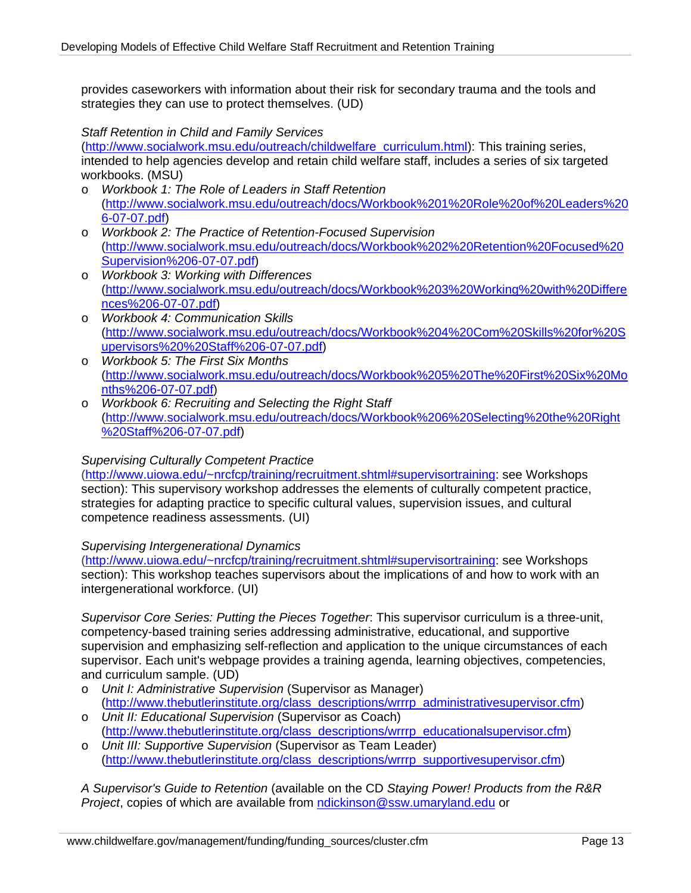provides caseworkers with information about their risk for secondary trauma and the tools and strategies they can use to protect themselves. (UD)

*Staff Retention in Child and Family Services* (http://www.socialwork.msu.edu/outreach/childwelfare_curriculum.html): This training series, intended to help agencies develop and retain child welfare staff, includes a series of six targeted workbooks. (MSU)

- *Workbook 1: The Role of Leaders in Staff Retention* (http://www.socialwork.msu.edu/outreach/docs/Workbook%201%20Role%20of%20Leaders%206-07-07.pdf)
- *Workbook 2: The Practice of Retention-Focused Supervision* (http://www.socialwork.msu.edu/outreach/docs/Workbook%202%20Retention%20Focused%20Supervision%206-07-07.pdf)
- *Workbook 3: Working with Differences* (http://www.socialwork.msu.edu/outreach/docs/Workbook%203%20Working%20with%20Differences%206-07-07.pdf)
- *Workbook 4: Communication Skills* (http://www.socialwork.msu.edu/outreach/docs/Workbook%204%20Com%20Skills%20for%20Supervisors%20%20Staff%206-07-07.pdf)
- *Workbook 5: The First Six Months* (http://www.socialwork.msu.edu/outreach/docs/Workbook%205%20The%20First%20Six%20Months%206-07-07.pdf)
- *Workbook 6: Recruiting and Selecting the Right Staff* (http://www.socialwork.msu.edu/outreach/docs/Workbook%206%20Selecting%20the%20Right%20Staff%206-07-07.pdf)

*Supervising Culturally Competent Practice* (http://www.uiowa.edu/~nrcfcp/training/recruitment.shtml#supervisortraining: see Workshops section): This supervisory workshop addresses the elements of culturally competent practice, strategies for adapting practice to specific cultural values, supervision issues, and cultural competence readiness assessments. (UI)

*Supervising Intergenerational Dynamics* (http://www.uiowa.edu/~nrcfcp/training/recruitment.shtml#supervisortraining: see Workshops section): This workshop teaches supervisors about the implications of and how to work with an intergenerational workforce. (UI)

*Supervisor Core Series: Putting the Pieces Together*: This supervisor curriculum is a three-unit, competency-based training series addressing administrative, educational, and supportive supervision and emphasizing self-reflection and application to the unique circumstances of each supervisor. Each unit's webpage provides a training agenda, learning objectives, competencies, and curriculum sample. (UD)

- *Unit I: Administrative Supervision* (Supervisor as Manager) (http://www.thebutlerinstitute.org/class_descriptions/wrrrp_administrativesupervisor.cfm)
- *Unit II: Educational Supervision* (Supervisor as Coach) (http://www.thebutlerinstitute.org/class_descriptions/wrrrp_educationalsupervisor.cfm)
- *Unit III: Supportive Supervision* (Supervisor as Team Leader) (http://www.thebutlerinstitute.org/class_descriptions/wrrrp_supportivesupervisor.cfm)

*A Supervisor's Guide to Retention* (available on the CD *Staying Power! Products from the R&R Project*, copies of which are available from ndickinson@ssw.umaryland.edu or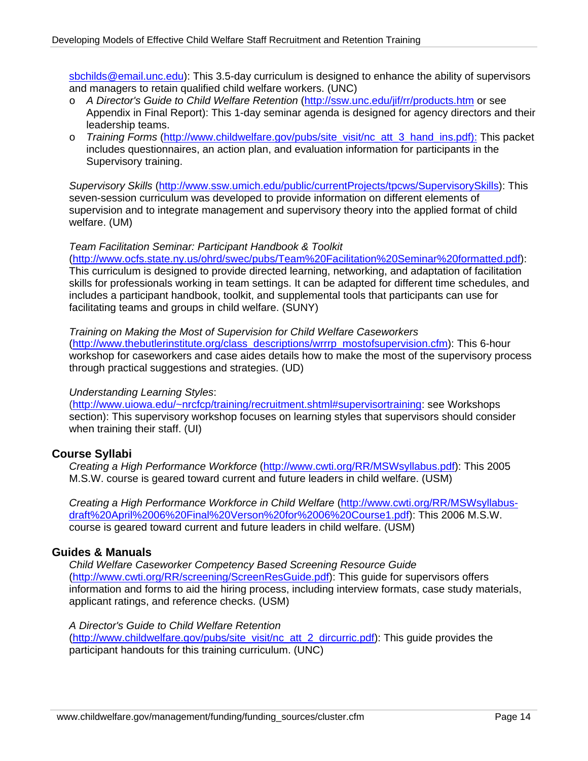sbchilds@email.unc.edu): This 3.5-day curriculum is designed to enhance the ability of supervisors and managers to retain qualified child welfare workers. (UNC)

- *A Director's Guide to Child Welfare Retention* (http://ssw.unc.edu/jif/rr/products.htm or see Appendix in Final Report): This 1-day seminar agenda is designed for agency directors and their leadership teams.
- *Training Forms* (http://www.childwelfare.gov/pubs/site_visit/nc_att_3_hand_ins.pdf): This packet includes questionnaires, an action plan, and evaluation information for participants in the Supervisory training.

*Supervisory Skills* (http://www.ssw.umich.edu/public/currentProjects/tpcws/SupervisorySkills): This seven-session curriculum was developed to provide information on different elements of supervision and to integrate management and supervisory theory into the applied format of child welfare. (UM)

*Team Facilitation Seminar: Participant Handbook & Toolkit* (http://www.ocfs.state.ny.us/ohrd/swec/pubs/Team%20Facilitation%20Seminar%20formatted.pdf): This curriculum is designed to provide directed learning, networking, and adaptation of facilitation skills for professionals working in team settings. It can be adapted for different time schedules, and includes a participant handbook, toolkit, and supplemental tools that participants can use for facilitating teams and groups in child welfare. (SUNY)

*Training on Making the Most of Supervision for Child Welfare Caseworkers* (http://www.thebutlerinstitute.org/class_descriptions/wrrrp_mostofsupervision.cfm): This 6-hour workshop for caseworkers and case aides details how to make the most of the supervisory process through practical suggestions and strategies. (UD)

*Understanding Learning Styles*: (http://www.uiowa.edu/~nrcfcp/training/recruitment.shtml#supervisortraining: see Workshops section): This supervisory workshop focuses on learning styles that supervisors should consider when training their staff. (UI)

### Course Syllabi

*Creating a High Performance Workforce* (http://www.cwti.org/RR/MSWsyllabus.pdf): This 2005 M.S.W. course is geared toward current and future leaders in child welfare. (USM)

*Creating a High Performance Workforce in Child Welfare* (http://www.cwti.org/RR/MSWsyllabus-draft%20April%2006%20Final%20Verson%20for%2006%20Course1.pdf): This 2006 M.S.W. course is geared toward current and future leaders in child welfare. (USM)

### Guides & Manuals

*Child Welfare Caseworker Competency Based Screening Resource Guide* (http://www.cwti.org/RR/screening/ScreenResGuide.pdf): This guide for supervisors offers information and forms to aid the hiring process, including interview formats, case study materials, applicant ratings, and reference checks. (USM)

*A Director's Guide to Child Welfare Retention* (http://www.childwelfare.gov/pubs/site_visit/nc_att_2_dircurric.pdf): This guide provides the participant handouts for this training curriculum. (UNC)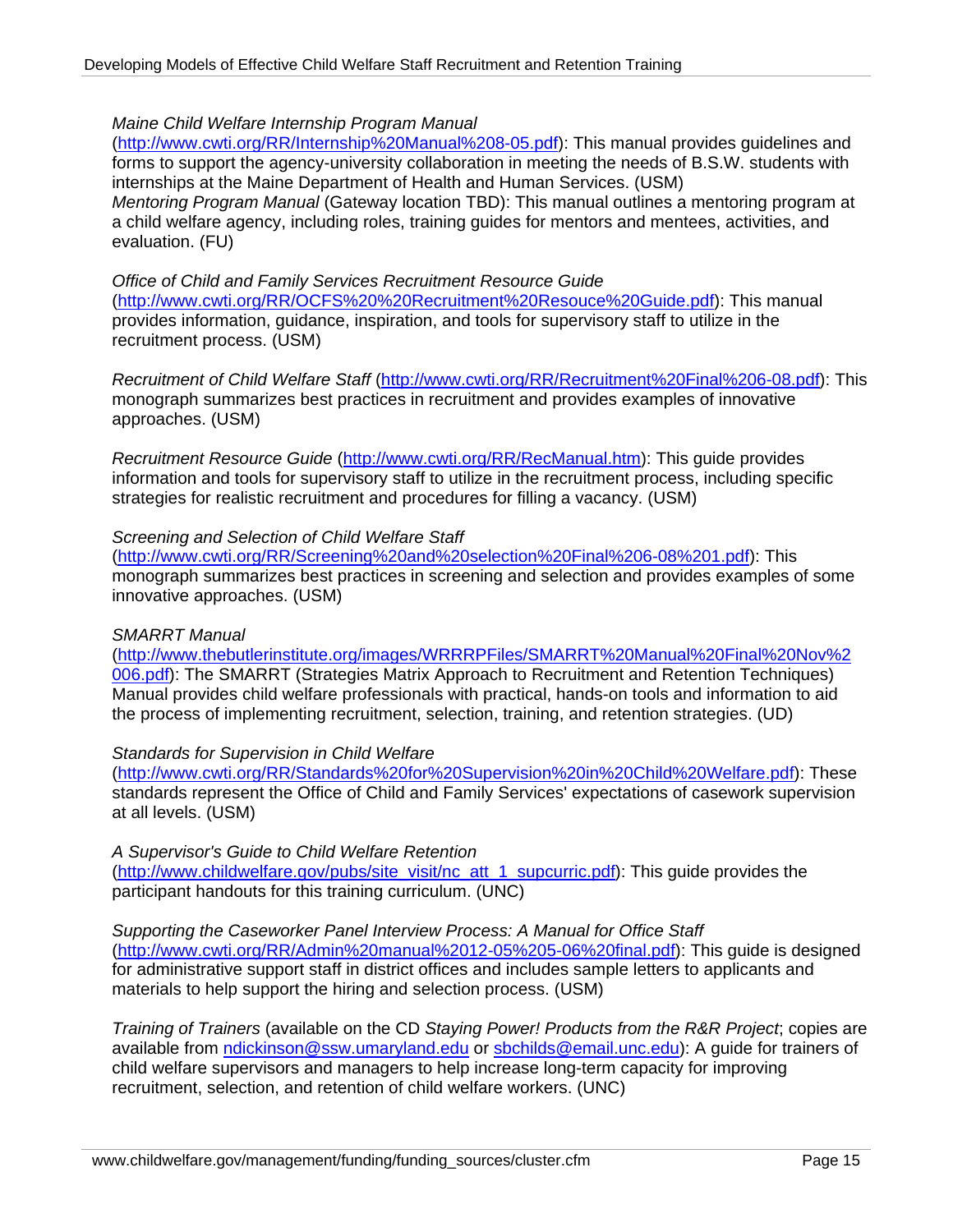*Maine Child Welfare Internship Program Manual* (http://www.cwti.org/RR/Internship%20Manual%208-05.pdf): This manual provides guidelines and forms to support the agency-university collaboration in meeting the needs of B.S.W. students with internships at the Maine Department of Health and Human Services. (USM)
*Mentoring Program Manual* (Gateway location TBD): This manual outlines a mentoring program at a child welfare agency, including roles, training guides for mentors and mentees, activities, and evaluation. (FU)

*Office of Child and Family Services Recruitment Resource Guide* (http://www.cwti.org/RR/OCFS%20%20Recruitment%20Resouce%20Guide.pdf): This manual provides information, guidance, inspiration, and tools for supervisory staff to utilize in the recruitment process. (USM)

*Recruitment of Child Welfare Staff* (http://www.cwti.org/RR/Recruitment%20Final%206-08.pdf): This monograph summarizes best practices in recruitment and provides examples of innovative approaches. (USM)

*Recruitment Resource Guide* (http://www.cwti.org/RR/RecManual.htm): This guide provides information and tools for supervisory staff to utilize in the recruitment process, including specific strategies for realistic recruitment and procedures for filling a vacancy. (USM)

*Screening and Selection of Child Welfare Staff* (http://www.cwti.org/RR/Screening%20and%20selection%20Final%206-08%201.pdf): This monograph summarizes best practices in screening and selection and provides examples of some innovative approaches. (USM)

*SMARRT Manual* (http://www.thebutlerinstitute.org/images/WRRRPFiles/SMARRT%20Manual%20Final%20Nov%2006.pdf): The SMARRT (Strategies Matrix Approach to Recruitment and Retention Techniques) Manual provides child welfare professionals with practical, hands-on tools and information to aid the process of implementing recruitment, selection, training, and retention strategies. (UD)

*Standards for Supervision in Child Welfare* (http://www.cwti.org/RR/Standards%20for%20Supervision%20in%20Child%20Welfare.pdf): These standards represent the Office of Child and Family Services' expectations of casework supervision at all levels. (USM)

*A Supervisor's Guide to Child Welfare Retention* (http://www.childwelfare.gov/pubs/site_visit/nc_att_1_supcurric.pdf): This guide provides the participant handouts for this training curriculum. (UNC)

*Supporting the Caseworker Panel Interview Process: A Manual for Office Staff* (http://www.cwti.org/RR/Admin%20manual%2012-05%205-06%20final.pdf): This guide is designed for administrative support staff in district offices and includes sample letters to applicants and materials to help support the hiring and selection process. (USM)

*Training of Trainers* (available on the CD *Staying Power! Products from the R&R Project*; copies are available from ndickinson@ssw.umaryland.edu or sbchilds@email.unc.edu): A guide for trainers of child welfare supervisors and managers to help increase long-term capacity for improving recruitment, selection, and retention of child welfare workers. (UNC)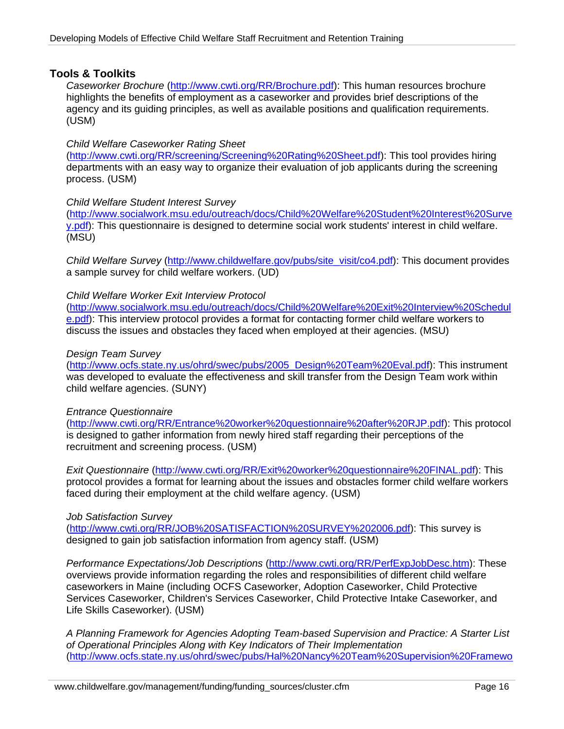## Tools & Toolkits

*Caseworker Brochure* (http://www.cwti.org/RR/Brochure.pdf): This human resources brochure highlights the benefits of employment as a caseworker and provides brief descriptions of the agency and its guiding principles, as well as available positions and qualification requirements. (USM)

*Child Welfare Caseworker Rating Sheet* (http://www.cwti.org/RR/screening/Screening%20Rating%20Sheet.pdf): This tool provides hiring departments with an easy way to organize their evaluation of job applicants during the screening process. (USM)

*Child Welfare Student Interest Survey* (http://www.socialwork.msu.edu/outreach/docs/Child%20Welfare%20Student%20Interest%20Survey.pdf): This questionnaire is designed to determine social work students' interest in child welfare. (MSU)

*Child Welfare Survey* (http://www.childwelfare.gov/pubs/site_visit/co4.pdf): This document provides a sample survey for child welfare workers. (UD)

*Child Welfare Worker Exit Interview Protocol* (http://www.socialwork.msu.edu/outreach/docs/Child%20Welfare%20Exit%20Interview%20Schedule.pdf): This interview protocol provides a format for contacting former child welfare workers to discuss the issues and obstacles they faced when employed at their agencies. (MSU)

*Design Team Survey* (http://www.ocfs.state.ny.us/ohrd/swec/pubs/2005_Design%20Team%20Eval.pdf): This instrument was developed to evaluate the effectiveness and skill transfer from the Design Team work within child welfare agencies. (SUNY)

*Entrance Questionnaire* (http://www.cwti.org/RR/Entrance%20worker%20questionnaire%20after%20RJP.pdf): This protocol is designed to gather information from newly hired staff regarding their perceptions of the recruitment and screening process. (USM)

*Exit Questionnaire* (http://www.cwti.org/RR/Exit%20worker%20questionnaire%20FINAL.pdf): This protocol provides a format for learning about the issues and obstacles former child welfare workers faced during their employment at the child welfare agency. (USM)

*Job Satisfaction Survey* (http://www.cwti.org/RR/JOB%20SATISFACTION%20SURVEY%202006.pdf): This survey is designed to gain job satisfaction information from agency staff. (USM)

*Performance Expectations/Job Descriptions* (http://www.cwti.org/RR/PerfExpJobDesc.htm): These overviews provide information regarding the roles and responsibilities of different child welfare caseworkers in Maine (including OCFS Caseworker, Adoption Caseworker, Child Protective Services Caseworker, Children's Services Caseworker, Child Protective Intake Caseworker, and Life Skills Caseworker). (USM)

*A Planning Framework for Agencies Adopting Team-based Supervision and Practice: A Starter List of Operational Principles Along with Key Indicators of Their Implementation* (http://www.ocfs.state.ny.us/ohrd/swec/pubs/Hal%20Nancy%20Team%20Supervision%20Framewo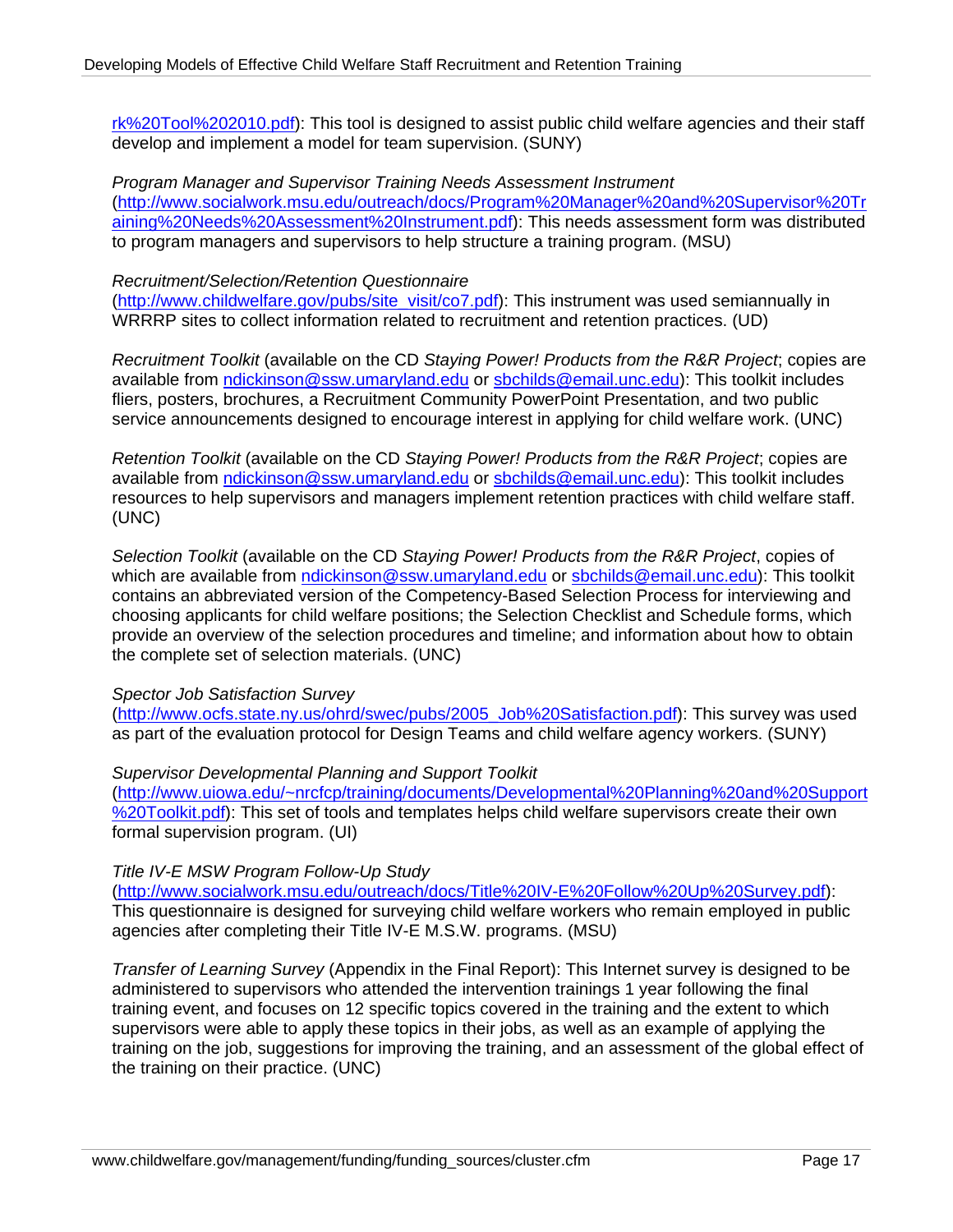rk%20Tool%202010.pdf): This tool is designed to assist public child welfare agencies and their staff develop and implement a model for team supervision. (SUNY)

*Program Manager and Supervisor Training Needs Assessment Instrument* (http://www.socialwork.msu.edu/outreach/docs/Program%20Manager%20and%20Supervisor%20Training%20Needs%20Assessment%20Instrument.pdf): This needs assessment form was distributed to program managers and supervisors to help structure a training program. (MSU)

*Recruitment/Selection/Retention Questionnaire* (http://www.childwelfare.gov/pubs/site_visit/co7.pdf): This instrument was used semiannually in WRRRP sites to collect information related to recruitment and retention practices. (UD)

*Recruitment Toolkit* (available on the CD *Staying Power! Products from the R&R Project*; copies are available from ndickinson@ssw.umaryland.edu or sbchilds@email.unc.edu): This toolkit includes fliers, posters, brochures, a Recruitment Community PowerPoint Presentation, and two public service announcements designed to encourage interest in applying for child welfare work. (UNC)

*Retention Toolkit* (available on the CD *Staying Power! Products from the R&R Project*; copies are available from ndickinson@ssw.umaryland.edu or sbchilds@email.unc.edu): This toolkit includes resources to help supervisors and managers implement retention practices with child welfare staff. (UNC)

*Selection Toolkit* (available on the CD *Staying Power! Products from the R&R Project*, copies of which are available from ndickinson@ssw.umaryland.edu or sbchilds@email.unc.edu): This toolkit contains an abbreviated version of the Competency-Based Selection Process for interviewing and choosing applicants for child welfare positions; the Selection Checklist and Schedule forms, which provide an overview of the selection procedures and timeline; and information about how to obtain the complete set of selection materials. (UNC)

*Spector Job Satisfaction Survey* (http://www.ocfs.state.ny.us/ohrd/swec/pubs/2005_Job%20Satisfaction.pdf): This survey was used as part of the evaluation protocol for Design Teams and child welfare agency workers. (SUNY)

*Supervisor Developmental Planning and Support Toolkit* (http://www.uiowa.edu/~nrcfcp/training/documents/Developmental%20Planning%20and%20Support%20Toolkit.pdf): This set of tools and templates helps child welfare supervisors create their own formal supervision program. (UI)

*Title IV-E MSW Program Follow-Up Study* (http://www.socialwork.msu.edu/outreach/docs/Title%20IV-E%20Follow%20Up%20Survey.pdf): This questionnaire is designed for surveying child welfare workers who remain employed in public agencies after completing their Title IV-E M.S.W. programs. (MSU)

*Transfer of Learning Survey* (Appendix in the Final Report): This Internet survey is designed to be administered to supervisors who attended the intervention trainings 1 year following the final training event, and focuses on 12 specific topics covered in the training and the extent to which supervisors were able to apply these topics in their jobs, as well as an example of applying the training on the job, suggestions for improving the training, and an assessment of the global effect of the training on their practice. (UNC)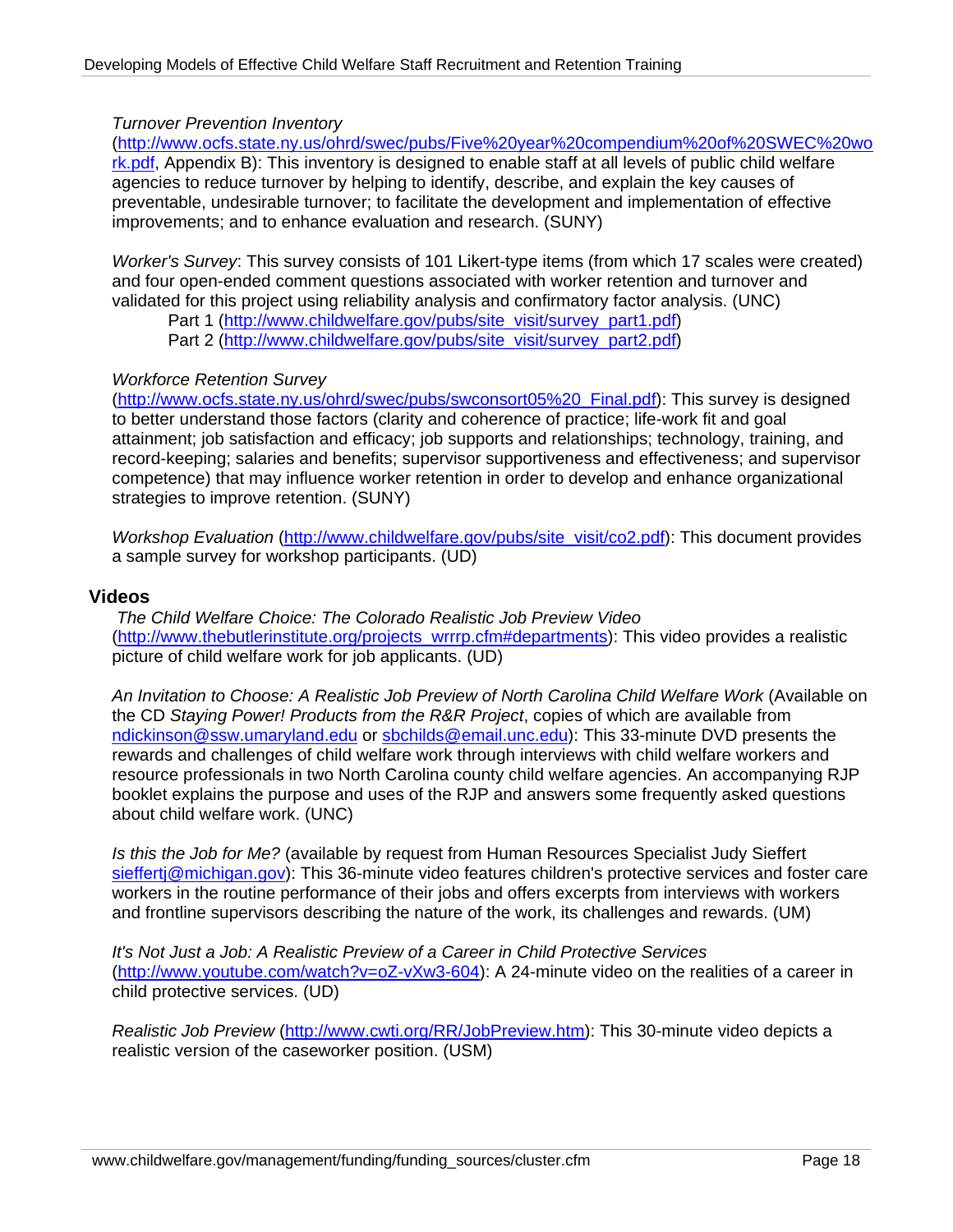*Turnover Prevention Inventory* (http://www.ocfs.state.ny.us/ohrd/swec/pubs/Five%20year%20compendium%20of%20SWEC%20work.pdf, Appendix B): This inventory is designed to enable staff at all levels of public child welfare agencies to reduce turnover by helping to identify, describe, and explain the key causes of preventable, undesirable turnover; to facilitate the development and implementation of effective improvements; and to enhance evaluation and research. (SUNY)

*Worker's Survey*: This survey consists of 101 Likert-type items (from which 17 scales were created) and four open-ended comment questions associated with worker retention and turnover and validated for this project using reliability analysis and confirmatory factor analysis. (UNC)

Part 1 (http://www.childwelfare.gov/pubs/site_visit/survey_part1.pdf)
Part 2 (http://www.childwelfare.gov/pubs/site_visit/survey_part2.pdf)

*Workforce Retention Survey* (http://www.ocfs.state.ny.us/ohrd/swec/pubs/swconsort05%20_Final.pdf): This survey is designed to better understand those factors (clarity and coherence of practice; life-work fit and goal attainment; job satisfaction and efficacy; job supports and relationships; technology, training, and record-keeping; salaries and benefits; supervisor supportiveness and effectiveness; and supervisor competence) that may influence worker retention in order to develop and enhance organizational strategies to improve retention. (SUNY)

*Workshop Evaluation* (http://www.childwelfare.gov/pubs/site_visit/co2.pdf): This document provides a sample survey for workshop participants. (UD)

## Videos

*The Child Welfare Choice: The Colorado Realistic Job Preview Video* (http://www.thebutlerinstitute.org/projects_wrrrp.cfm#departments): This video provides a realistic picture of child welfare work for job applicants. (UD)

*An Invitation to Choose: A Realistic Job Preview of North Carolina Child Welfare Work* (Available on the CD *Staying Power! Products from the R&R Project*, copies of which are available from ndickinson@ssw.umaryland.edu or sbchilds@email.unc.edu): This 33-minute DVD presents the rewards and challenges of child welfare work through interviews with child welfare workers and resource professionals in two North Carolina county child welfare agencies. An accompanying RJP booklet explains the purpose and uses of the RJP and answers some frequently asked questions about child welfare work. (UNC)

*Is this the Job for Me?* (available by request from Human Resources Specialist Judy Sieffert sieffertj@michigan.gov): This 36-minute video features children's protective services and foster care workers in the routine performance of their jobs and offers excerpts from interviews with workers and frontline supervisors describing the nature of the work, its challenges and rewards. (UM)

*It's Not Just a Job: A Realistic Preview of a Career in Child Protective Services* (http://www.youtube.com/watch?v=oZ-vXw3-604): A 24-minute video on the realities of a career in child protective services. (UD)

*Realistic Job Preview* (http://www.cwti.org/RR/JobPreview.htm): This 30-minute video depicts a realistic version of the caseworker position. (USM)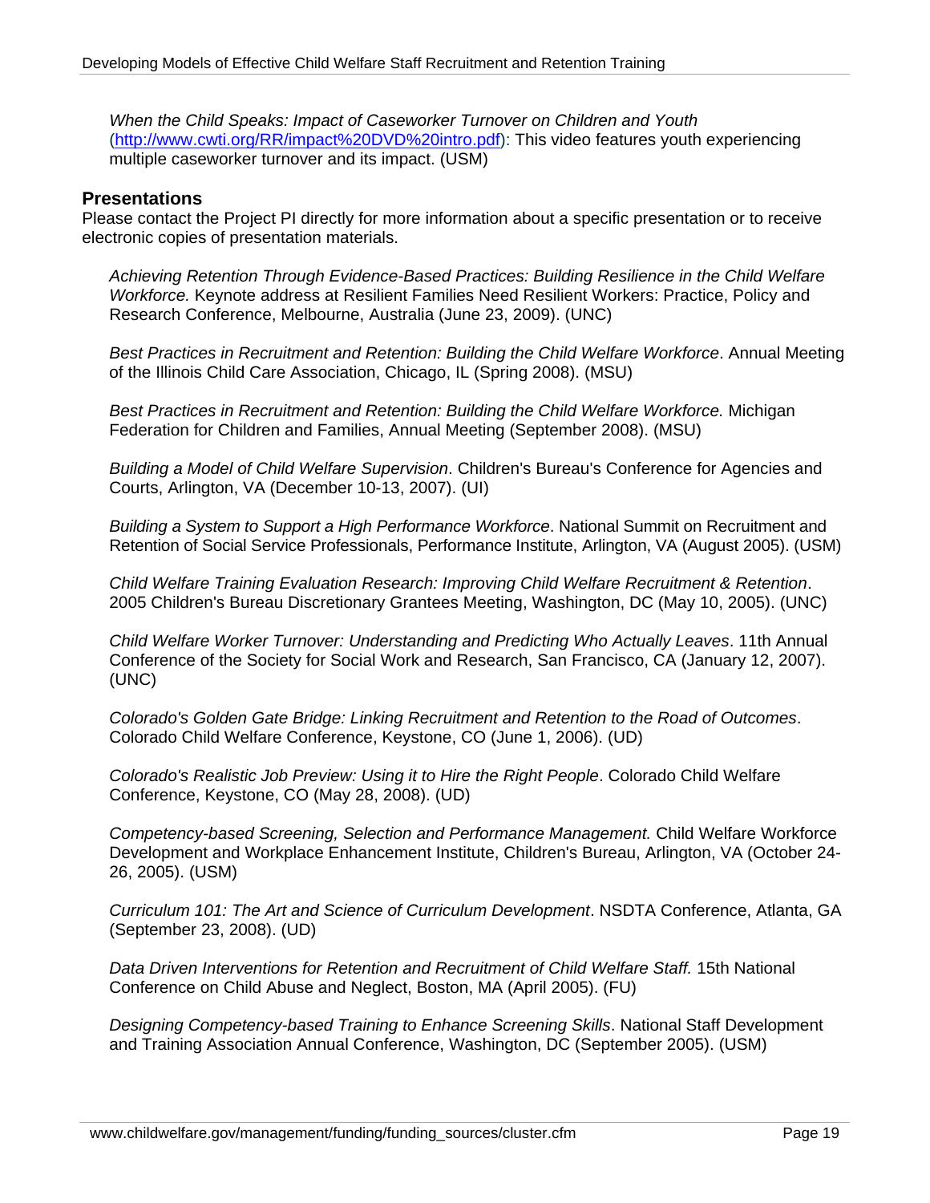*When the Child Speaks: Impact of Caseworker Turnover on Children and Youth* (http://www.cwti.org/RR/impact%20DVD%20intro.pdf): This video features youth experiencing multiple caseworker turnover and its impact. (USM)

## Presentations

Please contact the Project PI directly for more information about a specific presentation or to receive electronic copies of presentation materials.

*Achieving Retention Through Evidence-Based Practices: Building Resilience in the Child Welfare Workforce.* Keynote address at Resilient Families Need Resilient Workers: Practice, Policy and Research Conference, Melbourne, Australia (June 23, 2009). (UNC)

*Best Practices in Recruitment and Retention: Building the Child Welfare Workforce*. Annual Meeting of the Illinois Child Care Association, Chicago, IL (Spring 2008). (MSU)

*Best Practices in Recruitment and Retention: Building the Child Welfare Workforce.* Michigan Federation for Children and Families, Annual Meeting (September 2008). (MSU)

*Building a Model of Child Welfare Supervision*. Children's Bureau's Conference for Agencies and Courts, Arlington, VA (December 10-13, 2007). (UI)

*Building a System to Support a High Performance Workforce*. National Summit on Recruitment and Retention of Social Service Professionals, Performance Institute, Arlington, VA (August 2005). (USM)

*Child Welfare Training Evaluation Research: Improving Child Welfare Recruitment & Retention*. 2005 Children's Bureau Discretionary Grantees Meeting, Washington, DC (May 10, 2005). (UNC)

*Child Welfare Worker Turnover: Understanding and Predicting Who Actually Leaves*. 11th Annual Conference of the Society for Social Work and Research, San Francisco, CA (January 12, 2007). (UNC)

*Colorado's Golden Gate Bridge: Linking Recruitment and Retention to the Road of Outcomes*. Colorado Child Welfare Conference, Keystone, CO (June 1, 2006). (UD)

*Colorado's Realistic Job Preview: Using it to Hire the Right People*. Colorado Child Welfare Conference, Keystone, CO (May 28, 2008). (UD)

*Competency-based Screening, Selection and Performance Management.* Child Welfare Workforce Development and Workplace Enhancement Institute, Children's Bureau, Arlington, VA (October 24-26, 2005). (USM)

*Curriculum 101: The Art and Science of Curriculum Development*. NSDTA Conference, Atlanta, GA (September 23, 2008). (UD)

*Data Driven Interventions for Retention and Recruitment of Child Welfare Staff.* 15th National Conference on Child Abuse and Neglect, Boston, MA (April 2005). (FU)

*Designing Competency-based Training to Enhance Screening Skills*. National Staff Development and Training Association Annual Conference, Washington, DC (September 2005). (USM)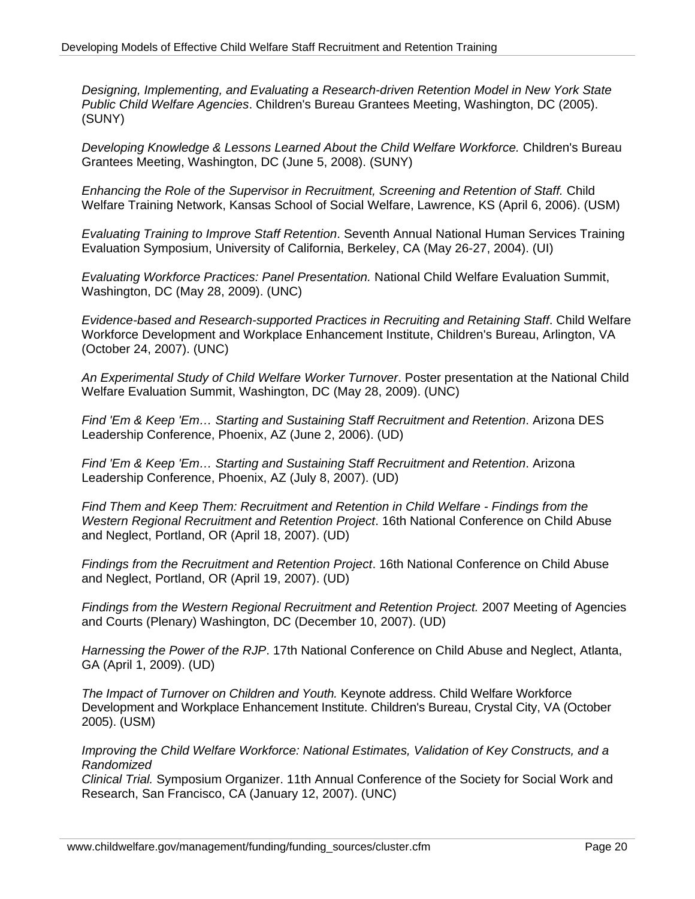*Designing, Implementing, and Evaluating a Research-driven Retention Model in New York State Public Child Welfare Agencies*. Children's Bureau Grantees Meeting, Washington, DC (2005). (SUNY)

*Developing Knowledge & Lessons Learned About the Child Welfare Workforce.* Children's Bureau Grantees Meeting, Washington, DC (June 5, 2008). (SUNY)

*Enhancing the Role of the Supervisor in Recruitment, Screening and Retention of Staff.* Child Welfare Training Network, Kansas School of Social Welfare, Lawrence, KS (April 6, 2006). (USM)

*Evaluating Training to Improve Staff Retention*. Seventh Annual National Human Services Training Evaluation Symposium, University of California, Berkeley, CA (May 26-27, 2004). (UI)

*Evaluating Workforce Practices: Panel Presentation.* National Child Welfare Evaluation Summit, Washington, DC (May 28, 2009). (UNC)

*Evidence-based and Research-supported Practices in Recruiting and Retaining Staff*. Child Welfare Workforce Development and Workplace Enhancement Institute, Children's Bureau, Arlington, VA (October 24, 2007). (UNC)

*An Experimental Study of Child Welfare Worker Turnover*. Poster presentation at the National Child Welfare Evaluation Summit, Washington, DC (May 28, 2009). (UNC)

*Find 'Em & Keep 'Em… Starting and Sustaining Staff Recruitment and Retention*. Arizona DES Leadership Conference, Phoenix, AZ (June 2, 2006). (UD)

*Find 'Em & Keep 'Em… Starting and Sustaining Staff Recruitment and Retention*. Arizona Leadership Conference, Phoenix, AZ (July 8, 2007). (UD)

*Find Them and Keep Them: Recruitment and Retention in Child Welfare - Findings from the Western Regional Recruitment and Retention Project*. 16th National Conference on Child Abuse and Neglect, Portland, OR (April 18, 2007). (UD)

*Findings from the Recruitment and Retention Project*. 16th National Conference on Child Abuse and Neglect, Portland, OR (April 19, 2007). (UD)

*Findings from the Western Regional Recruitment and Retention Project.* 2007 Meeting of Agencies and Courts (Plenary) Washington, DC (December 10, 2007). (UD)

*Harnessing the Power of the RJP*. 17th National Conference on Child Abuse and Neglect, Atlanta, GA (April 1, 2009). (UD)

*The Impact of Turnover on Children and Youth.* Keynote address. Child Welfare Workforce Development and Workplace Enhancement Institute. Children's Bureau, Crystal City, VA (October 2005). (USM)

*Improving the Child Welfare Workforce: National Estimates, Validation of Key Constructs, and a Randomized Clinical Trial.* Symposium Organizer. 11th Annual Conference of the Society for Social Work and Research, San Francisco, CA (January 12, 2007). (UNC)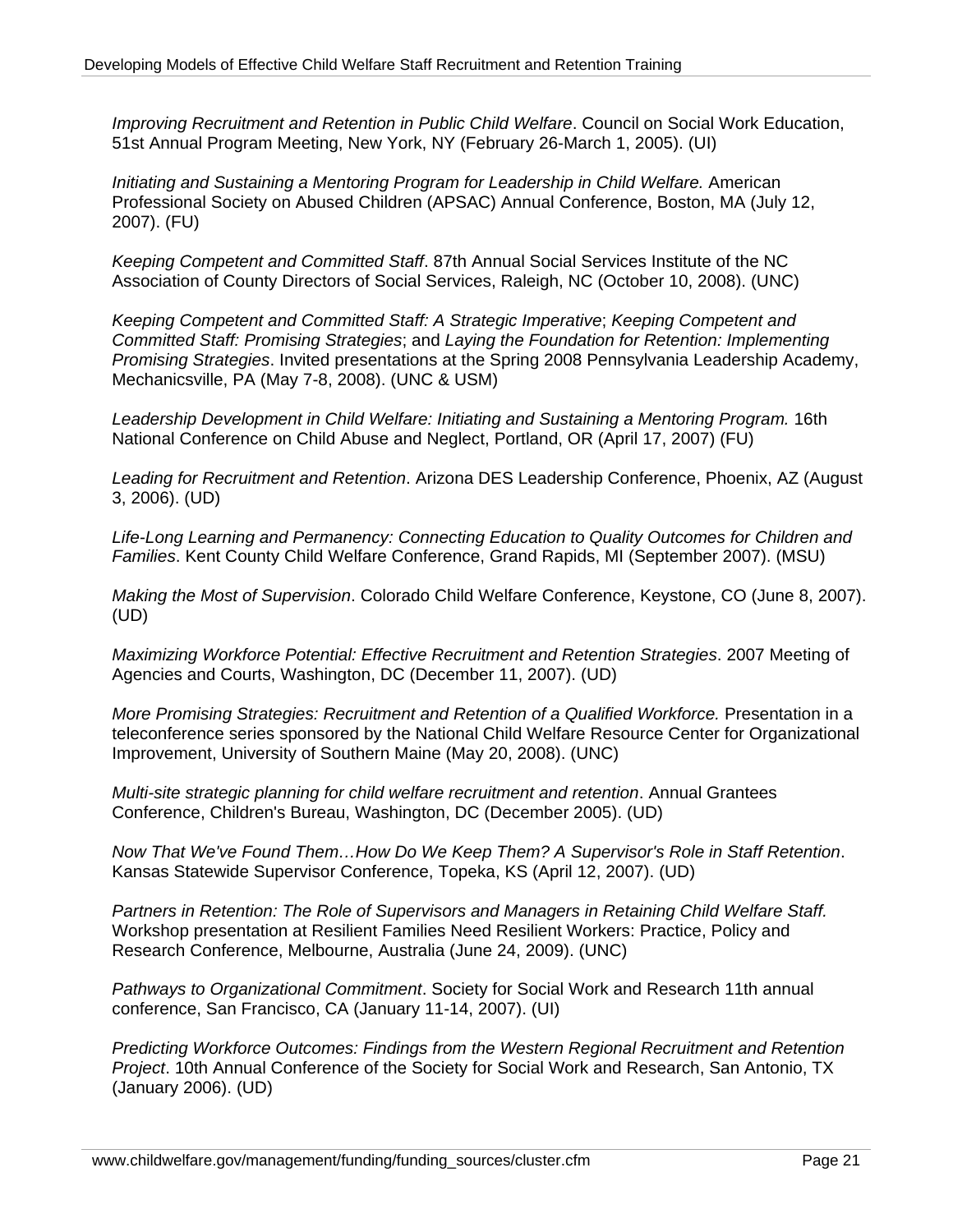*Improving Recruitment and Retention in Public Child Welfare*. Council on Social Work Education, 51st Annual Program Meeting, New York, NY (February 26-March 1, 2005). (UI)

*Initiating and Sustaining a Mentoring Program for Leadership in Child Welfare.* American Professional Society on Abused Children (APSAC) Annual Conference, Boston, MA (July 12, 2007). (FU)

*Keeping Competent and Committed Staff*. 87th Annual Social Services Institute of the NC Association of County Directors of Social Services, Raleigh, NC (October 10, 2008). (UNC)

*Keeping Competent and Committed Staff: A Strategic Imperative*; *Keeping Competent and Committed Staff: Promising Strategies*; and *Laying the Foundation for Retention: Implementing Promising Strategies*. Invited presentations at the Spring 2008 Pennsylvania Leadership Academy, Mechanicsville, PA (May 7-8, 2008). (UNC & USM)

*Leadership Development in Child Welfare: Initiating and Sustaining a Mentoring Program.* 16th National Conference on Child Abuse and Neglect, Portland, OR (April 17, 2007) (FU)

*Leading for Recruitment and Retention*. Arizona DES Leadership Conference, Phoenix, AZ (August 3, 2006). (UD)

*Life-Long Learning and Permanency: Connecting Education to Quality Outcomes for Children and Families*. Kent County Child Welfare Conference, Grand Rapids, MI (September 2007). (MSU)

*Making the Most of Supervision*. Colorado Child Welfare Conference, Keystone, CO (June 8, 2007). (UD)

*Maximizing Workforce Potential: Effective Recruitment and Retention Strategies*. 2007 Meeting of Agencies and Courts, Washington, DC (December 11, 2007). (UD)

*More Promising Strategies: Recruitment and Retention of a Qualified Workforce.* Presentation in a teleconference series sponsored by the National Child Welfare Resource Center for Organizational Improvement, University of Southern Maine (May 20, 2008). (UNC)

*Multi-site strategic planning for child welfare recruitment and retention*. Annual Grantees Conference, Children's Bureau, Washington, DC (December 2005). (UD)

*Now That We've Found Them…How Do We Keep Them? A Supervisor's Role in Staff Retention*. Kansas Statewide Supervisor Conference, Topeka, KS (April 12, 2007). (UD)

*Partners in Retention: The Role of Supervisors and Managers in Retaining Child Welfare Staff.* Workshop presentation at Resilient Families Need Resilient Workers: Practice, Policy and Research Conference, Melbourne, Australia (June 24, 2009). (UNC)

*Pathways to Organizational Commitment*. Society for Social Work and Research 11th annual conference, San Francisco, CA (January 11-14, 2007). (UI)

*Predicting Workforce Outcomes: Findings from the Western Regional Recruitment and Retention Project*. 10th Annual Conference of the Society for Social Work and Research, San Antonio, TX (January 2006). (UD)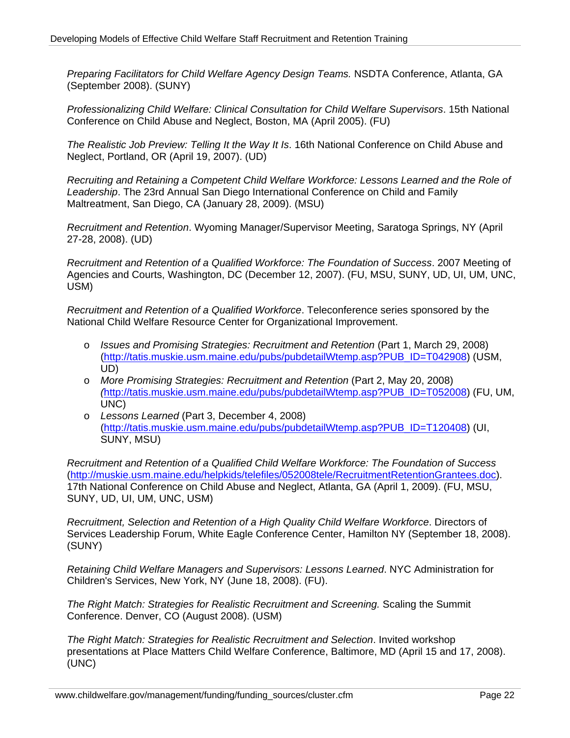*Preparing Facilitators for Child Welfare Agency Design Teams.* NSDTA Conference, Atlanta, GA (September 2008). (SUNY)

*Professionalizing Child Welfare: Clinical Consultation for Child Welfare Supervisors*. 15th National Conference on Child Abuse and Neglect, Boston, MA (April 2005). (FU)

*The Realistic Job Preview: Telling It the Way It Is*. 16th National Conference on Child Abuse and Neglect, Portland, OR (April 19, 2007). (UD)

*Recruiting and Retaining a Competent Child Welfare Workforce: Lessons Learned and the Role of Leadership*. The 23rd Annual San Diego International Conference on Child and Family Maltreatment, San Diego, CA (January 28, 2009). (MSU)

*Recruitment and Retention*. Wyoming Manager/Supervisor Meeting, Saratoga Springs, NY (April 27-28, 2008). (UD)

*Recruitment and Retention of a Qualified Workforce: The Foundation of Success*. 2007 Meeting of Agencies and Courts, Washington, DC (December 12, 2007). (FU, MSU, SUNY, UD, UI, UM, UNC, USM)

*Recruitment and Retention of a Qualified Workforce*. Teleconference series sponsored by the National Child Welfare Resource Center for Organizational Improvement.

- *Issues and Promising Strategies: Recruitment and Retention* (Part 1, March 29, 2008) (http://tatis.muskie.usm.maine.edu/pubs/pubdetailWtemp.asp?PUB_ID=T042908) (USM, UD)
- *More Promising Strategies: Recruitment and Retention* (Part 2, May 20, 2008) (http://tatis.muskie.usm.maine.edu/pubs/pubdetailWtemp.asp?PUB_ID=T052008) (FU, UM, UNC)
- *Lessons Learned* (Part 3, December 4, 2008) (http://tatis.muskie.usm.maine.edu/pubs/pubdetailWtemp.asp?PUB_ID=T120408) (UI, SUNY, MSU)

*Recruitment and Retention of a Qualified Child Welfare Workforce: The Foundation of Success* (http://muskie.usm.maine.edu/helpkids/telefiles/052008tele/RecruitmentRetentionGrantees.doc). 17th National Conference on Child Abuse and Neglect, Atlanta, GA (April 1, 2009). (FU, MSU, SUNY, UD, UI, UM, UNC, USM)

*Recruitment, Selection and Retention of a High Quality Child Welfare Workforce*. Directors of Services Leadership Forum, White Eagle Conference Center, Hamilton NY (September 18, 2008). (SUNY)

*Retaining Child Welfare Managers and Supervisors: Lessons Learned*. NYC Administration for Children's Services, New York, NY (June 18, 2008). (FU).

*The Right Match: Strategies for Realistic Recruitment and Screening.* Scaling the Summit Conference. Denver, CO (August 2008). (USM)

*The Right Match: Strategies for Realistic Recruitment and Selection*. Invited workshop presentations at Place Matters Child Welfare Conference, Baltimore, MD (April 15 and 17, 2008). (UNC)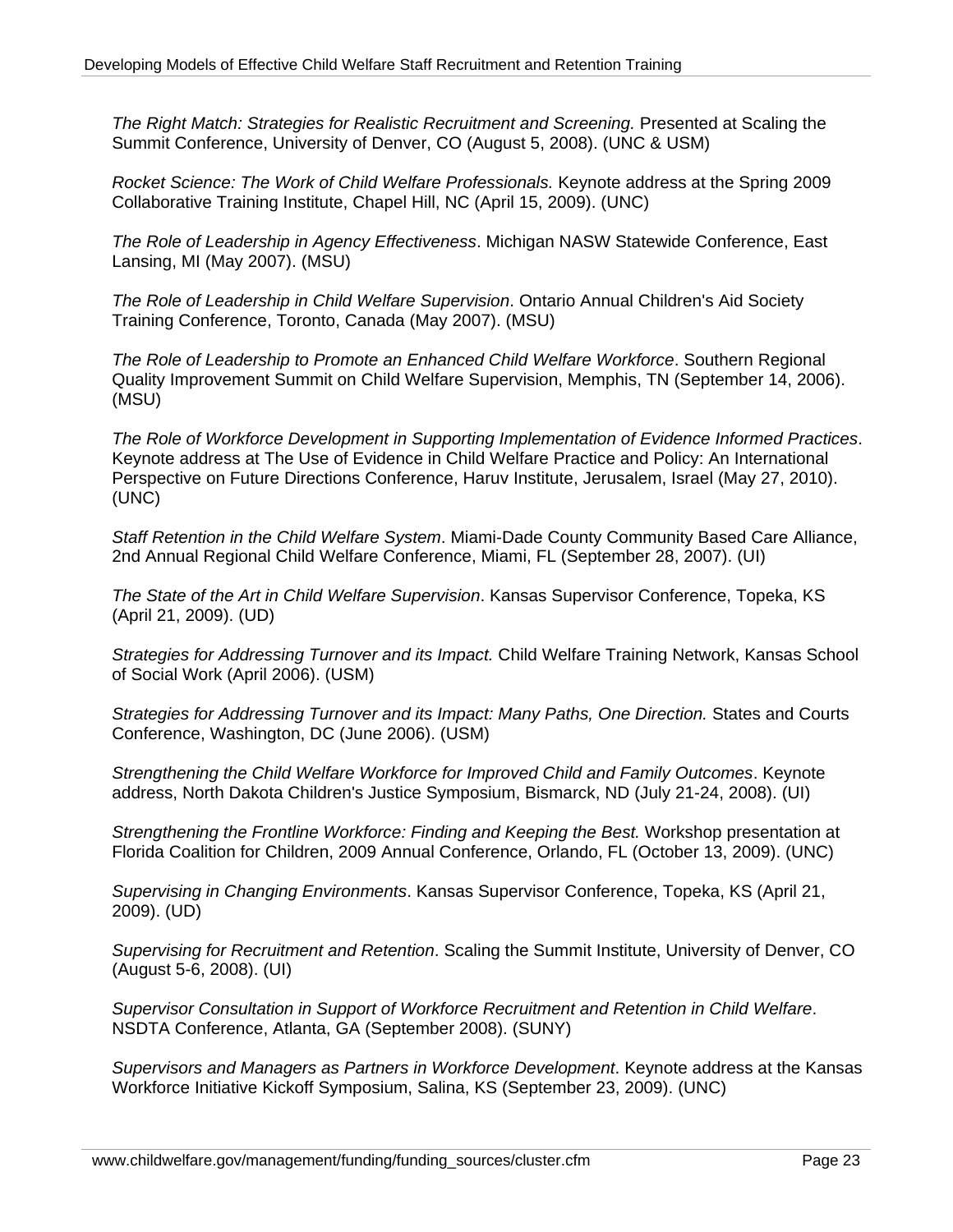*The Right Match: Strategies for Realistic Recruitment and Screening.* Presented at Scaling the Summit Conference, University of Denver, CO (August 5, 2008). (UNC & USM)

*Rocket Science: The Work of Child Welfare Professionals.* Keynote address at the Spring 2009 Collaborative Training Institute, Chapel Hill, NC (April 15, 2009). (UNC)

*The Role of Leadership in Agency Effectiveness*. Michigan NASW Statewide Conference, East Lansing, MI (May 2007). (MSU)

*The Role of Leadership in Child Welfare Supervision*. Ontario Annual Children's Aid Society Training Conference, Toronto, Canada (May 2007). (MSU)

*The Role of Leadership to Promote an Enhanced Child Welfare Workforce*. Southern Regional Quality Improvement Summit on Child Welfare Supervision, Memphis, TN (September 14, 2006). (MSU)

*The Role of Workforce Development in Supporting Implementation of Evidence Informed Practices*. Keynote address at The Use of Evidence in Child Welfare Practice and Policy: An International Perspective on Future Directions Conference, Haruv Institute, Jerusalem, Israel (May 27, 2010). (UNC)

*Staff Retention in the Child Welfare System*. Miami-Dade County Community Based Care Alliance, 2nd Annual Regional Child Welfare Conference, Miami, FL (September 28, 2007). (UI)

*The State of the Art in Child Welfare Supervision*. Kansas Supervisor Conference, Topeka, KS (April 21, 2009). (UD)

*Strategies for Addressing Turnover and its Impact.* Child Welfare Training Network, Kansas School of Social Work (April 2006). (USM)

*Strategies for Addressing Turnover and its Impact: Many Paths, One Direction.* States and Courts Conference, Washington, DC (June 2006). (USM)

*Strengthening the Child Welfare Workforce for Improved Child and Family Outcomes*. Keynote address, North Dakota Children's Justice Symposium, Bismarck, ND (July 21-24, 2008). (UI)

*Strengthening the Frontline Workforce: Finding and Keeping the Best.* Workshop presentation at Florida Coalition for Children, 2009 Annual Conference, Orlando, FL (October 13, 2009). (UNC)

*Supervising in Changing Environments*. Kansas Supervisor Conference, Topeka, KS (April 21, 2009). (UD)

*Supervising for Recruitment and Retention*. Scaling the Summit Institute, University of Denver, CO (August 5-6, 2008). (UI)

*Supervisor Consultation in Support of Workforce Recruitment and Retention in Child Welfare*. NSDTA Conference, Atlanta, GA (September 2008). (SUNY)

*Supervisors and Managers as Partners in Workforce Development*. Keynote address at the Kansas Workforce Initiative Kickoff Symposium, Salina, KS (September 23, 2009). (UNC)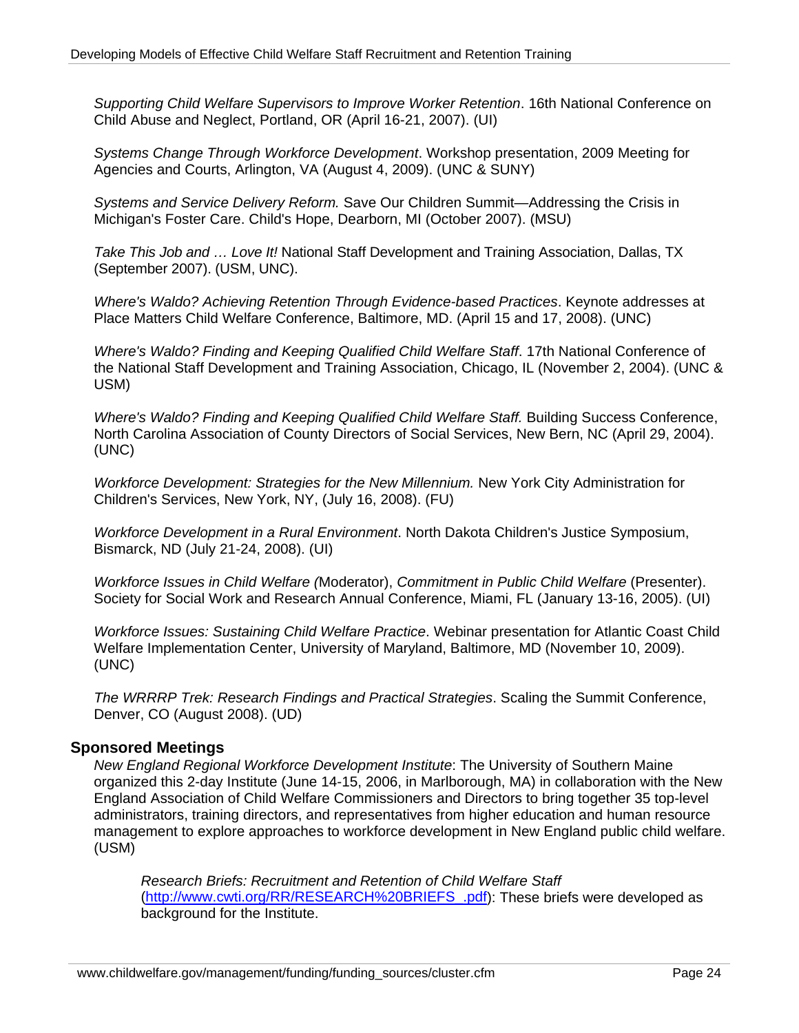*Supporting Child Welfare Supervisors to Improve Worker Retention*. 16th National Conference on Child Abuse and Neglect, Portland, OR (April 16-21, 2007). (UI)

*Systems Change Through Workforce Development*. Workshop presentation, 2009 Meeting for Agencies and Courts, Arlington, VA (August 4, 2009). (UNC & SUNY)

*Systems and Service Delivery Reform.* Save Our Children Summit—Addressing the Crisis in Michigan's Foster Care. Child's Hope, Dearborn, MI (October 2007). (MSU)

*Take This Job and … Love It!* National Staff Development and Training Association, Dallas, TX (September 2007). (USM, UNC).

*Where's Waldo? Achieving Retention Through Evidence-based Practices*. Keynote addresses at Place Matters Child Welfare Conference, Baltimore, MD. (April 15 and 17, 2008). (UNC)

*Where's Waldo? Finding and Keeping Qualified Child Welfare Staff*. 17th National Conference of the National Staff Development and Training Association, Chicago, IL (November 2, 2004). (UNC & USM)

*Where's Waldo? Finding and Keeping Qualified Child Welfare Staff.* Building Success Conference, North Carolina Association of County Directors of Social Services, New Bern, NC (April 29, 2004). (UNC)

*Workforce Development: Strategies for the New Millennium.* New York City Administration for Children's Services, New York, NY, (July 16, 2008). (FU)

*Workforce Development in a Rural Environment*. North Dakota Children's Justice Symposium, Bismarck, ND (July 21-24, 2008). (UI)

*Workforce Issues in Child Welfare (*Moderator), *Commitment in Public Child Welfare* (Presenter). Society for Social Work and Research Annual Conference, Miami, FL (January 13-16, 2005). (UI)

*Workforce Issues: Sustaining Child Welfare Practice*. Webinar presentation for Atlantic Coast Child Welfare Implementation Center, University of Maryland, Baltimore, MD (November 10, 2009). (UNC)

*The WRRRP Trek: Research Findings and Practical Strategies*. Scaling the Summit Conference, Denver, CO (August 2008). (UD)

## Sponsored Meetings

*New England Regional Workforce Development Institute*: The University of Southern Maine organized this 2-day Institute (June 14-15, 2006, in Marlborough, MA) in collaboration with the New England Association of Child Welfare Commissioners and Directors to bring together 35 top-level administrators, training directors, and representatives from higher education and human resource management to explore approaches to workforce development in New England public child welfare. (USM)

*Research Briefs: Recruitment and Retention of Child Welfare Staff* (http://www.cwti.org/RR/RESEARCH%20BRIEFS_.pdf): These briefs were developed as background for the Institute.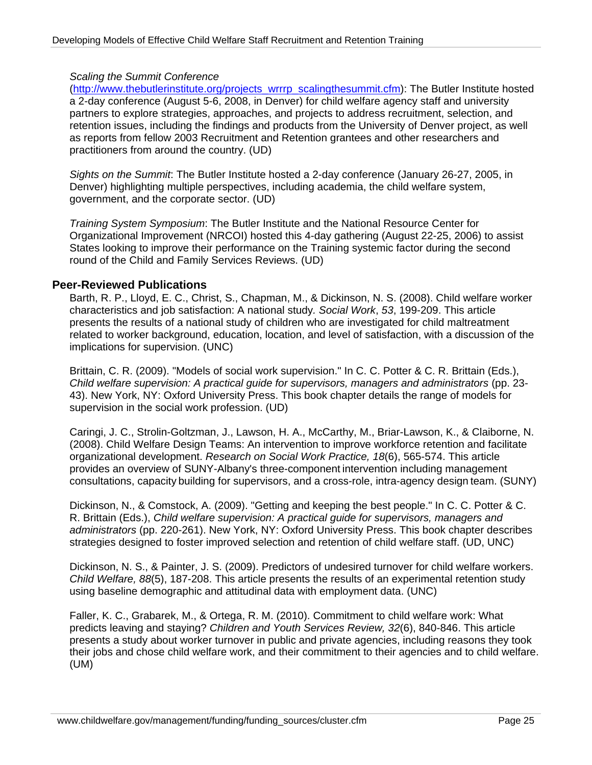*Scaling the Summit Conference* (http://www.thebutlerinstitute.org/projects_wrrrp_scalingthesummit.cfm): The Butler Institute hosted a 2-day conference (August 5-6, 2008, in Denver) for child welfare agency staff and university partners to explore strategies, approaches, and projects to address recruitment, selection, and retention issues, including the findings and products from the University of Denver project, as well as reports from fellow 2003 Recruitment and Retention grantees and other researchers and practitioners from around the country. (UD)

*Sights on the Summit*: The Butler Institute hosted a 2-day conference (January 26-27, 2005, in Denver) highlighting multiple perspectives, including academia, the child welfare system, government, and the corporate sector. (UD)

*Training System Symposium*: The Butler Institute and the National Resource Center for Organizational Improvement (NRCOI) hosted this 4-day gathering (August 22-25, 2006) to assist States looking to improve their performance on the Training systemic factor during the second round of the Child and Family Services Reviews. (UD)

## Peer-Reviewed Publications

Barth, R. P., Lloyd, E. C., Christ, S., Chapman, M., & Dickinson, N. S. (2008). Child welfare worker characteristics and job satisfaction: A national study. *Social Work*, *53*, 199-209. This article presents the results of a national study of children who are investigated for child maltreatment related to worker background, education, location, and level of satisfaction, with a discussion of the implications for supervision. (UNC)

Brittain, C. R. (2009). "Models of social work supervision." In C. C. Potter & C. R. Brittain (Eds.), *Child welfare supervision: A practical guide for supervisors, managers and administrators* (pp. 23-43). New York, NY: Oxford University Press. This book chapter details the range of models for supervision in the social work profession. (UD)

Caringi, J. C., Strolin-Goltzman, J., Lawson, H. A., McCarthy, M., Briar-Lawson, K., & Claiborne, N. (2008). Child Welfare Design Teams: An intervention to improve workforce retention and facilitate organizational development. *Research on Social Work Practice, 18*(6), 565-574. This article provides an overview of SUNY-Albany's three-component intervention including management consultations, capacity building for supervisors, and a cross-role, intra-agency design team. (SUNY)

Dickinson, N., & Comstock, A. (2009). "Getting and keeping the best people." In C. C. Potter & C. R. Brittain (Eds.), *Child welfare supervision: A practical guide for supervisors, managers and administrators* (pp. 220-261). New York, NY: Oxford University Press. This book chapter describes strategies designed to foster improved selection and retention of child welfare staff. (UD, UNC)

Dickinson, N. S., & Painter, J. S. (2009). Predictors of undesired turnover for child welfare workers. *Child Welfare, 88*(5), 187-208. This article presents the results of an experimental retention study using baseline demographic and attitudinal data with employment data. (UNC)

Faller, K. C., Grabarek, M., & Ortega, R. M. (2010). Commitment to child welfare work: What predicts leaving and staying? *Children and Youth Services Review, 32*(6), 840-846. This article presents a study about worker turnover in public and private agencies, including reasons they took their jobs and chose child welfare work, and their commitment to their agencies and to child welfare. (UM)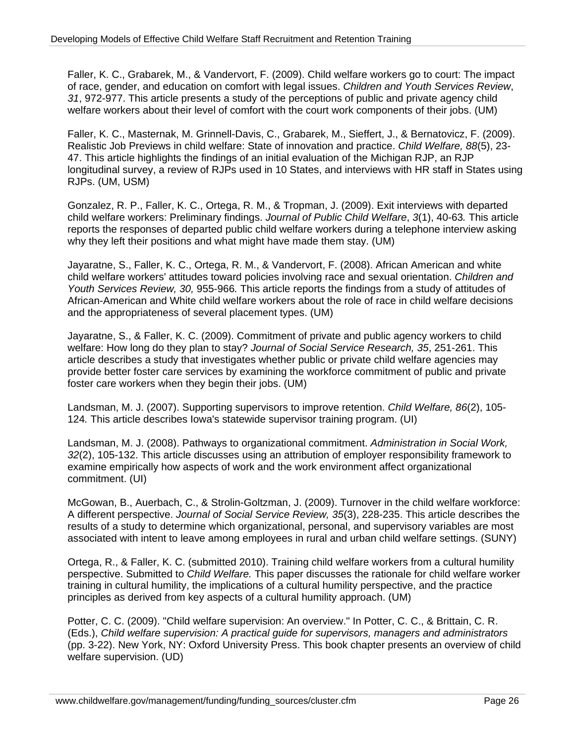Faller, K. C., Grabarek, M., & Vandervort, F. (2009). Child welfare workers go to court: The impact of race, gender, and education on comfort with legal issues. *Children and Youth Services Review*, *31*, 972-977. This article presents a study of the perceptions of public and private agency child welfare workers about their level of comfort with the court work components of their jobs. (UM)

Faller, K. C., Masternak, M. Grinnell-Davis, C., Grabarek, M., Sieffert, J., & Bernatovicz, F. (2009). Realistic Job Previews in child welfare: State of innovation and practice. *Child Welfare, 88*(5), 23-47. This article highlights the findings of an initial evaluation of the Michigan RJP, an RJP longitudinal survey, a review of RJPs used in 10 States, and interviews with HR staff in States using RJPs. (UM, USM)

Gonzalez, R. P., Faller, K. C., Ortega, R. M., & Tropman, J. (2009). Exit interviews with departed child welfare workers: Preliminary findings. *Journal of Public Child Welfare*, *3*(1), 40-63*.* This article reports the responses of departed public child welfare workers during a telephone interview asking why they left their positions and what might have made them stay. (UM)

Jayaratne, S., Faller, K. C., Ortega, R. M., & Vandervort, F. (2008). African American and white child welfare workers' attitudes toward policies involving race and sexual orientation. *Children and Youth Services Review, 30,* 955-966*.* This article reports the findings from a study of attitudes of African-American and White child welfare workers about the role of race in child welfare decisions and the appropriateness of several placement types. (UM)

Jayaratne, S., & Faller, K. C. (2009). Commitment of private and public agency workers to child welfare: How long do they plan to stay? *Journal of Social Service Research, 35*, 251-261. This article describes a study that investigates whether public or private child welfare agencies may provide better foster care services by examining the workforce commitment of public and private foster care workers when they begin their jobs. (UM)

Landsman, M. J. (2007). Supporting supervisors to improve retention. *Child Welfare, 86*(2), 105-124*.* This article describes Iowa's statewide supervisor training program. (UI)

Landsman, M. J. (2008). Pathways to organizational commitment. *Administration in Social Work, 32*(2), 105-132. This article discusses using an attribution of employer responsibility framework to examine empirically how aspects of work and the work environment affect organizational commitment. (UI)

McGowan, B., Auerbach, C., & Strolin-Goltzman, J. (2009). Turnover in the child welfare workforce: A different perspective. *Journal of Social Service Review, 35*(3), 228-235. This article describes the results of a study to determine which organizational, personal, and supervisory variables are most associated with intent to leave among employees in rural and urban child welfare settings. (SUNY)

Ortega, R., & Faller, K. C. (submitted 2010). Training child welfare workers from a cultural humility perspective. Submitted to *Child Welfare.* This paper discusses the rationale for child welfare worker training in cultural humility, the implications of a cultural humility perspective, and the practice principles as derived from key aspects of a cultural humility approach. (UM)

Potter, C. C. (2009). "Child welfare supervision: An overview." In Potter, C. C., & Brittain, C. R. (Eds.), *Child welfare supervision: A practical guide for supervisors, managers and administrators* (pp. 3-22). New York, NY: Oxford University Press. This book chapter presents an overview of child welfare supervision. (UD)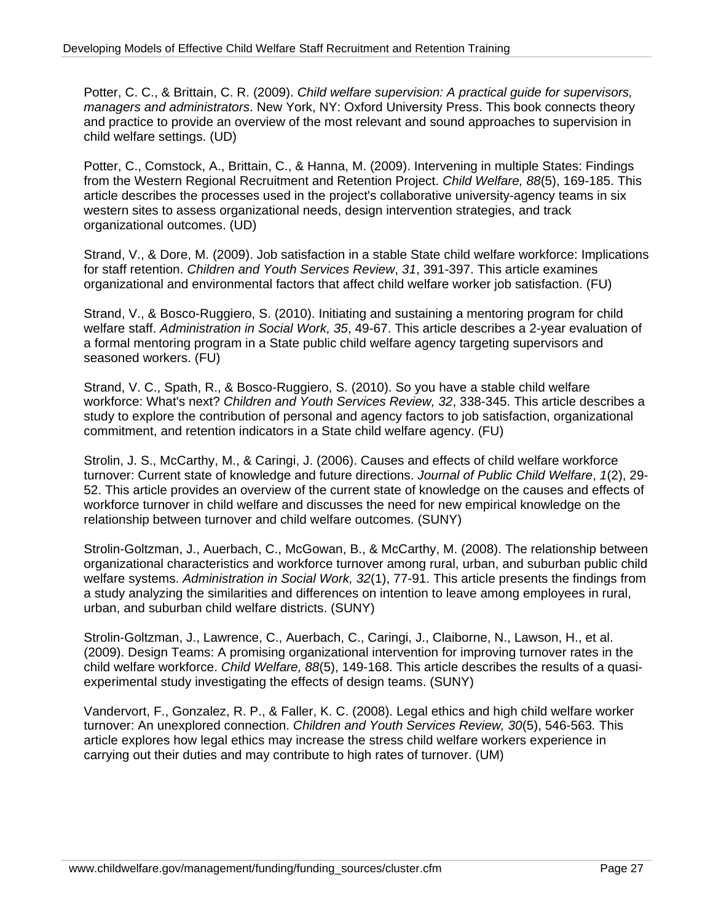Potter, C. C., & Brittain, C. R. (2009). *Child welfare supervision: A practical guide for supervisors, managers and administrators*. New York, NY: Oxford University Press. This book connects theory and practice to provide an overview of the most relevant and sound approaches to supervision in child welfare settings. (UD)

Potter, C., Comstock, A., Brittain, C., & Hanna, M. (2009). Intervening in multiple States: Findings from the Western Regional Recruitment and Retention Project. *Child Welfare, 88*(5), 169-185. This article describes the processes used in the project's collaborative university-agency teams in six western sites to assess organizational needs, design intervention strategies, and track organizational outcomes. (UD)

Strand, V., & Dore, M. (2009). Job satisfaction in a stable State child welfare workforce: Implications for staff retention. *Children and Youth Services Review*, *31*, 391-397. This article examines organizational and environmental factors that affect child welfare worker job satisfaction. (FU)

Strand, V., & Bosco-Ruggiero, S. (2010). Initiating and sustaining a mentoring program for child welfare staff. *Administration in Social Work, 35*, 49-67. This article describes a 2-year evaluation of a formal mentoring program in a State public child welfare agency targeting supervisors and seasoned workers. (FU)

Strand, V. C., Spath, R., & Bosco-Ruggiero, S. (2010). So you have a stable child welfare workforce: What's next? *Children and Youth Services Review, 32*, 338-345. This article describes a study to explore the contribution of personal and agency factors to job satisfaction, organizational commitment, and retention indicators in a State child welfare agency. (FU)

Strolin, J. S., McCarthy, M., & Caringi, J. (2006). Causes and effects of child welfare workforce turnover: Current state of knowledge and future directions. *Journal of Public Child Welfare*, *1*(2), 29-52. This article provides an overview of the current state of knowledge on the causes and effects of workforce turnover in child welfare and discusses the need for new empirical knowledge on the relationship between turnover and child welfare outcomes. (SUNY)

Strolin-Goltzman, J., Auerbach, C., McGowan, B., & McCarthy, M. (2008). The relationship between organizational characteristics and workforce turnover among rural, urban, and suburban public child welfare systems. *Administration in Social Work, 32*(1), 77-91. This article presents the findings from a study analyzing the similarities and differences on intention to leave among employees in rural, urban, and suburban child welfare districts. (SUNY)

Strolin-Goltzman, J., Lawrence, C., Auerbach, C., Caringi, J., Claiborne, N., Lawson, H., et al. (2009). Design Teams: A promising organizational intervention for improving turnover rates in the child welfare workforce. *Child Welfare, 88*(5), 149-168. This article describes the results of a quasi-experimental study investigating the effects of design teams. (SUNY)

Vandervort, F., Gonzalez, R. P., & Faller, K. C. (2008). Legal ethics and high child welfare worker turnover: An unexplored connection. *Children and Youth Services Review, 30*(5), 546-563. This article explores how legal ethics may increase the stress child welfare workers experience in carrying out their duties and may contribute to high rates of turnover. (UM)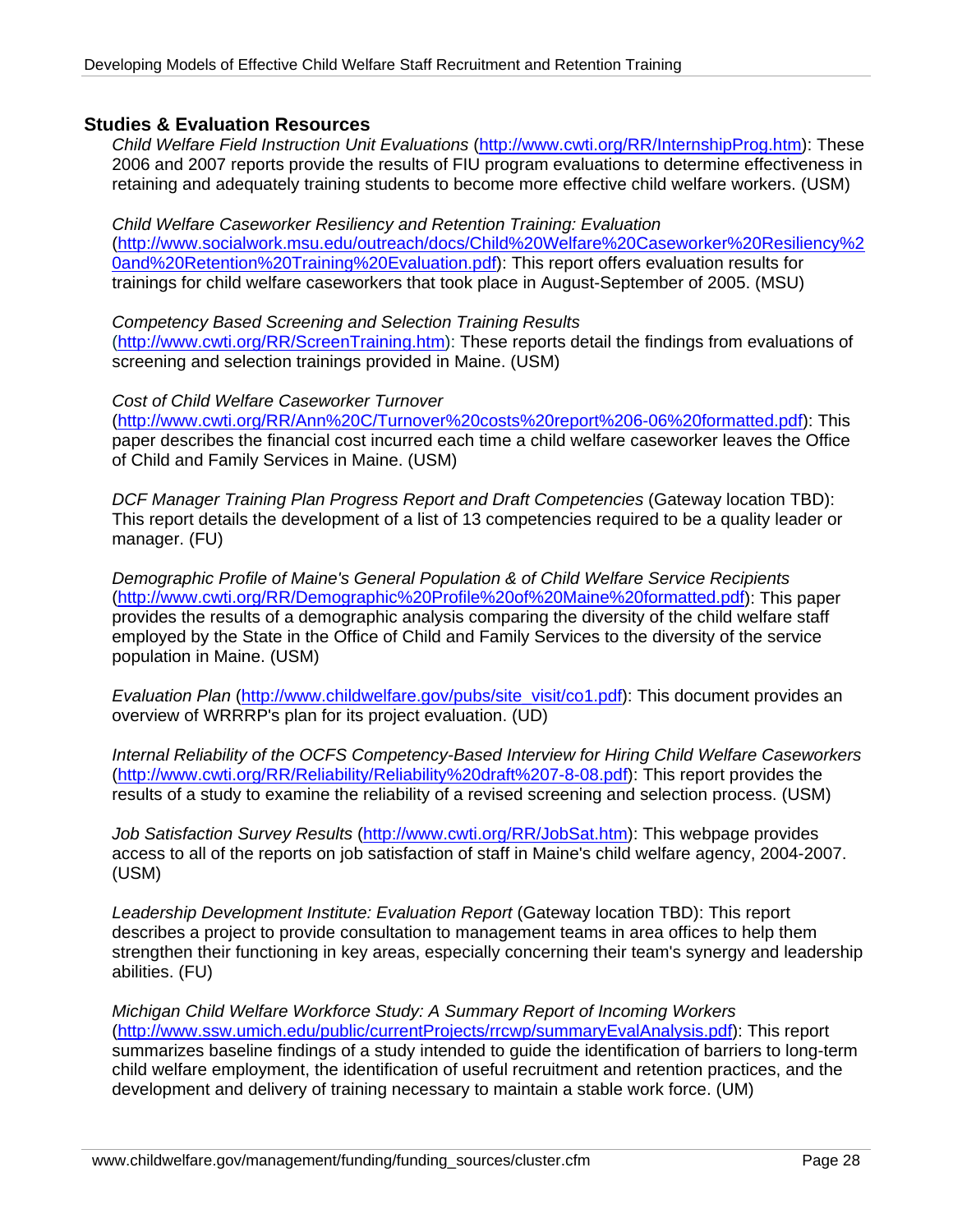## Studies & Evaluation Resources

*Child Welfare Field Instruction Unit Evaluations* (http://www.cwti.org/RR/InternshipProg.htm): These 2006 and 2007 reports provide the results of FIU program evaluations to determine effectiveness in retaining and adequately training students to become more effective child welfare workers. (USM)

*Child Welfare Caseworker Resiliency and Retention Training: Evaluation* (http://www.socialwork.msu.edu/outreach/docs/Child%20Welfare%20Caseworker%20Resiliency%20and%20Retention%20Training%20Evaluation.pdf): This report offers evaluation results for trainings for child welfare caseworkers that took place in August-September of 2005. (MSU)

*Competency Based Screening and Selection Training Results* (http://www.cwti.org/RR/ScreenTraining.htm): These reports detail the findings from evaluations of screening and selection trainings provided in Maine. (USM)

*Cost of Child Welfare Caseworker Turnover* (http://www.cwti.org/RR/Ann%20C/Turnover%20costs%20report%206-06%20formatted.pdf): This paper describes the financial cost incurred each time a child welfare caseworker leaves the Office of Child and Family Services in Maine. (USM)

*DCF Manager Training Plan Progress Report and Draft Competencies* (Gateway location TBD): This report details the development of a list of 13 competencies required to be a quality leader or manager. (FU)

*Demographic Profile of Maine's General Population & of Child Welfare Service Recipients* (http://www.cwti.org/RR/Demographic%20Profile%20of%20Maine%20formatted.pdf): This paper provides the results of a demographic analysis comparing the diversity of the child welfare staff employed by the State in the Office of Child and Family Services to the diversity of the service population in Maine. (USM)

*Evaluation Plan* (http://www.childwelfare.gov/pubs/site_visit/co1.pdf): This document provides an overview of WRRRP's plan for its project evaluation. (UD)

*Internal Reliability of the OCFS Competency-Based Interview for Hiring Child Welfare Caseworkers* (http://www.cwti.org/RR/Reliability/Reliability%20draft%207-8-08.pdf): This report provides the results of a study to examine the reliability of a revised screening and selection process. (USM)

*Job Satisfaction Survey Results* (http://www.cwti.org/RR/JobSat.htm): This webpage provides access to all of the reports on job satisfaction of staff in Maine's child welfare agency, 2004-2007. (USM)

*Leadership Development Institute: Evaluation Report* (Gateway location TBD): This report describes a project to provide consultation to management teams in area offices to help them strengthen their functioning in key areas, especially concerning their team's synergy and leadership abilities. (FU)

*Michigan Child Welfare Workforce Study: A Summary Report of Incoming Workers* (http://www.ssw.umich.edu/public/currentProjects/rrcwp/summaryEvalAnalysis.pdf): This report summarizes baseline findings of a study intended to guide the identification of barriers to long-term child welfare employment, the identification of useful recruitment and retention practices, and the development and delivery of training necessary to maintain a stable work force. (UM)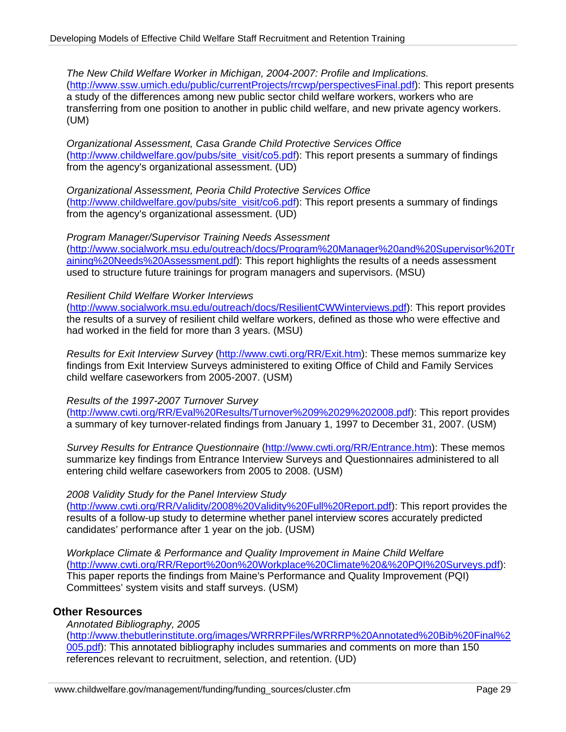*The New Child Welfare Worker in Michigan, 2004-2007: Profile and Implications.* (http://www.ssw.umich.edu/public/currentProjects/rrcwp/perspectivesFinal.pdf): This report presents a study of the differences among new public sector child welfare workers, workers who are transferring from one position to another in public child welfare, and new private agency workers. (UM)

*Organizational Assessment, Casa Grande Child Protective Services Office* (http://www.childwelfare.gov/pubs/site_visit/co5.pdf): This report presents a summary of findings from the agency's organizational assessment. (UD)

*Organizational Assessment, Peoria Child Protective Services Office* (http://www.childwelfare.gov/pubs/site_visit/co6.pdf): This report presents a summary of findings from the agency's organizational assessment. (UD)

*Program Manager/Supervisor Training Needs Assessment* (http://www.socialwork.msu.edu/outreach/docs/Program%20Manager%20and%20Supervisor%20Training%20Needs%20Assessment.pdf): This report highlights the results of a needs assessment used to structure future trainings for program managers and supervisors. (MSU)

*Resilient Child Welfare Worker Interviews* (http://www.socialwork.msu.edu/outreach/docs/ResilientCWWinterviews.pdf): This report provides the results of a survey of resilient child welfare workers, defined as those who were effective and had worked in the field for more than 3 years. (MSU)

*Results for Exit Interview Survey* (http://www.cwti.org/RR/Exit.htm): These memos summarize key findings from Exit Interview Surveys administered to exiting Office of Child and Family Services child welfare caseworkers from 2005-2007. (USM)

*Results of the 1997-2007 Turnover Survey* (http://www.cwti.org/RR/Eval%20Results/Turnover%209%2029%202008.pdf): This report provides a summary of key turnover-related findings from January 1, 1997 to December 31, 2007. (USM)

*Survey Results for Entrance Questionnaire* (http://www.cwti.org/RR/Entrance.htm): These memos summarize key findings from Entrance Interview Surveys and Questionnaires administered to all entering child welfare caseworkers from 2005 to 2008. (USM)

*2008 Validity Study for the Panel Interview Study* (http://www.cwti.org/RR/Validity/2008%20Validity%20Full%20Report.pdf): This report provides the results of a follow-up study to determine whether panel interview scores accurately predicted candidates' performance after 1 year on the job. (USM)

*Workplace Climate & Performance and Quality Improvement in Maine Child Welfare* (http://www.cwti.org/RR/Report%20on%20Workplace%20Climate%20&%20PQI%20Surveys.pdf): This paper reports the findings from Maine's Performance and Quality Improvement (PQI) Committees' system visits and staff surveys. (USM)

## Other Resources

*Annotated Bibliography, 2005* (http://www.thebutlerinstitute.org/images/WRRRPFiles/WRRRP%20Annotated%20Bib%20Final%2005.pdf): This annotated bibliography includes summaries and comments on more than 150 references relevant to recruitment, selection, and retention. (UD)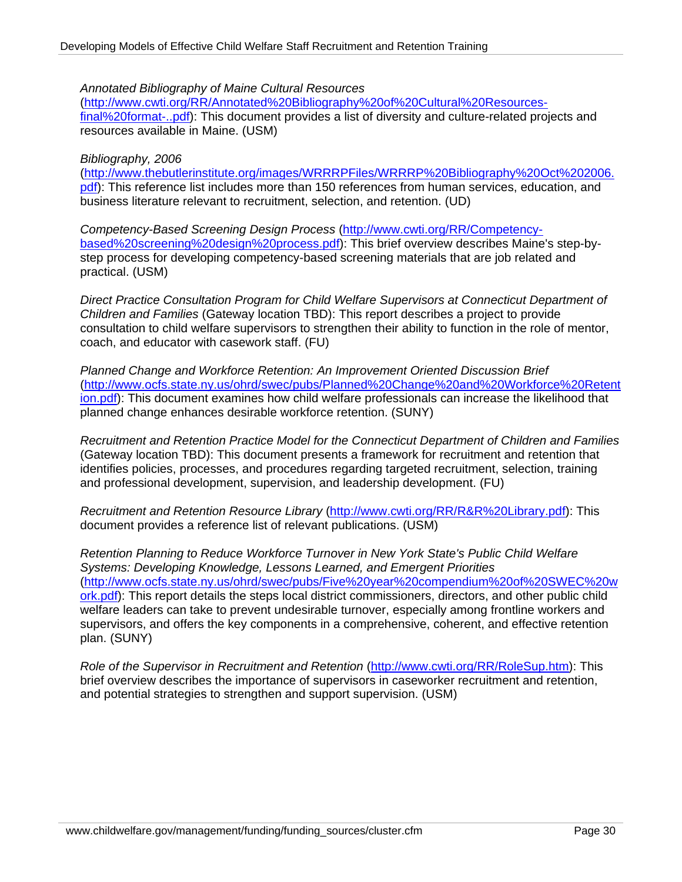*Annotated Bibliography of Maine Cultural Resources* ([http://www.cwti.org/RR/Annotated%20Bibliography%20of%20Cultural%20Resources-final%20format-..pdf](http://www.cwti.org/RR/Annotated%20Bibliography%20of%20Cultural%20Resources-final%20format-..pdf)): This document provides a list of diversity and culture-related projects and resources available in Maine. (USM)

*Bibliography, 2006* ([http://www.thebutlerinstitute.org/images/WRRRPFiles/WRRRP%20Bibliography%20Oct%202006.pdf](http://www.thebutlerinstitute.org/images/WRRRPFiles/WRRRP%20Bibliography%20Oct%202006.pdf)): This reference list includes more than 150 references from human services, education, and business literature relevant to recruitment, selection, and retention. (UD)

*Competency-Based Screening Design Process* ([http://www.cwti.org/RR/Competency-based%20screening%20design%20process.pdf](http://www.cwti.org/RR/Competency-based%20screening%20design%20process.pdf)): This brief overview describes Maine's step-by-step process for developing competency-based screening materials that are job related and practical. (USM)

*Direct Practice Consultation Program for Child Welfare Supervisors at Connecticut Department of Children and Families* (Gateway location TBD): This report describes a project to provide consultation to child welfare supervisors to strengthen their ability to function in the role of mentor, coach, and educator with casework staff. (FU)

*Planned Change and Workforce Retention: An Improvement Oriented Discussion Brief* ([http://www.ocfs.state.ny.us/ohrd/swec/pubs/Planned%20Change%20and%20Workforce%20Retention.pdf](http://www.ocfs.state.ny.us/ohrd/swec/pubs/Planned%20Change%20and%20Workforce%20Retention.pdf)): This document examines how child welfare professionals can increase the likelihood that planned change enhances desirable workforce retention. (SUNY)

*Recruitment and Retention Practice Model for the Connecticut Department of Children and Families* (Gateway location TBD): This document presents a framework for recruitment and retention that identifies policies, processes, and procedures regarding targeted recruitment, selection, training and professional development, supervision, and leadership development. (FU)

*Recruitment and Retention Resource Library* ([http://www.cwti.org/RR/R&R%20Library.pdf](http://www.cwti.org/RR/R&R%20Library.pdf)): This document provides a reference list of relevant publications. (USM)

*Retention Planning to Reduce Workforce Turnover in New York State's Public Child Welfare Systems: Developing Knowledge, Lessons Learned, and Emergent Priorities* ([http://www.ocfs.state.ny.us/ohrd/swec/pubs/Five%20year%20compendium%20of%20SWEC%20work.pdf](http://www.ocfs.state.ny.us/ohrd/swec/pubs/Five%20year%20compendium%20of%20SWEC%20work.pdf)): This report details the steps local district commissioners, directors, and other public child welfare leaders can take to prevent undesirable turnover, especially among frontline workers and supervisors, and offers the key components in a comprehensive, coherent, and effective retention plan. (SUNY)

*Role of the Supervisor in Recruitment and Retention* ([http://www.cwti.org/RR/RoleSup.htm](http://www.cwti.org/RR/RoleSup.htm)): This brief overview describes the importance of supervisors in caseworker recruitment and retention, and potential strategies to strengthen and support supervision. (USM)